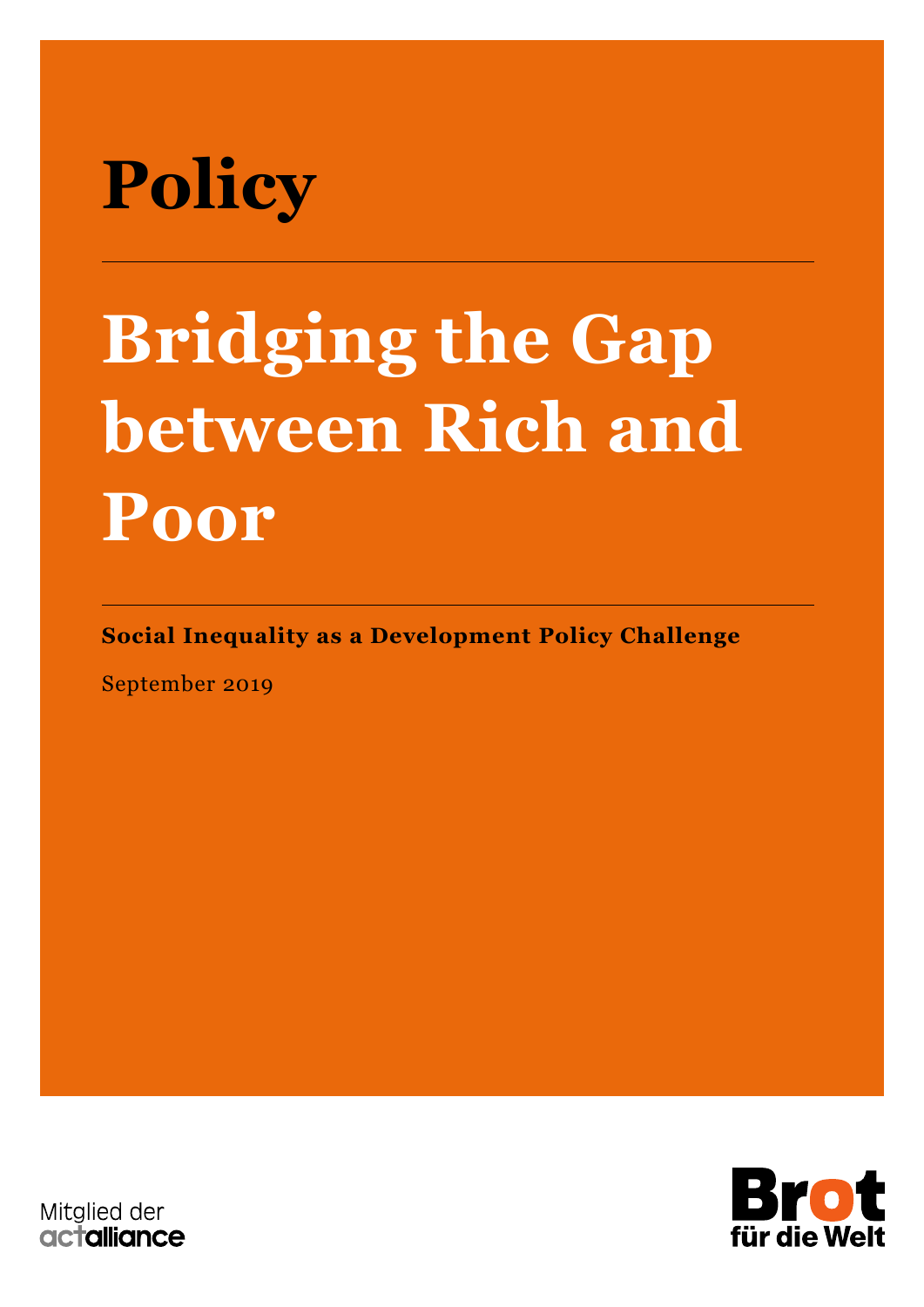# Policy

# Bridging the Gap between Rich and Poor

**Social Inequality as a Development Policy Challenge**

September 2019

Mitglied der actalliance

Brot für die Welt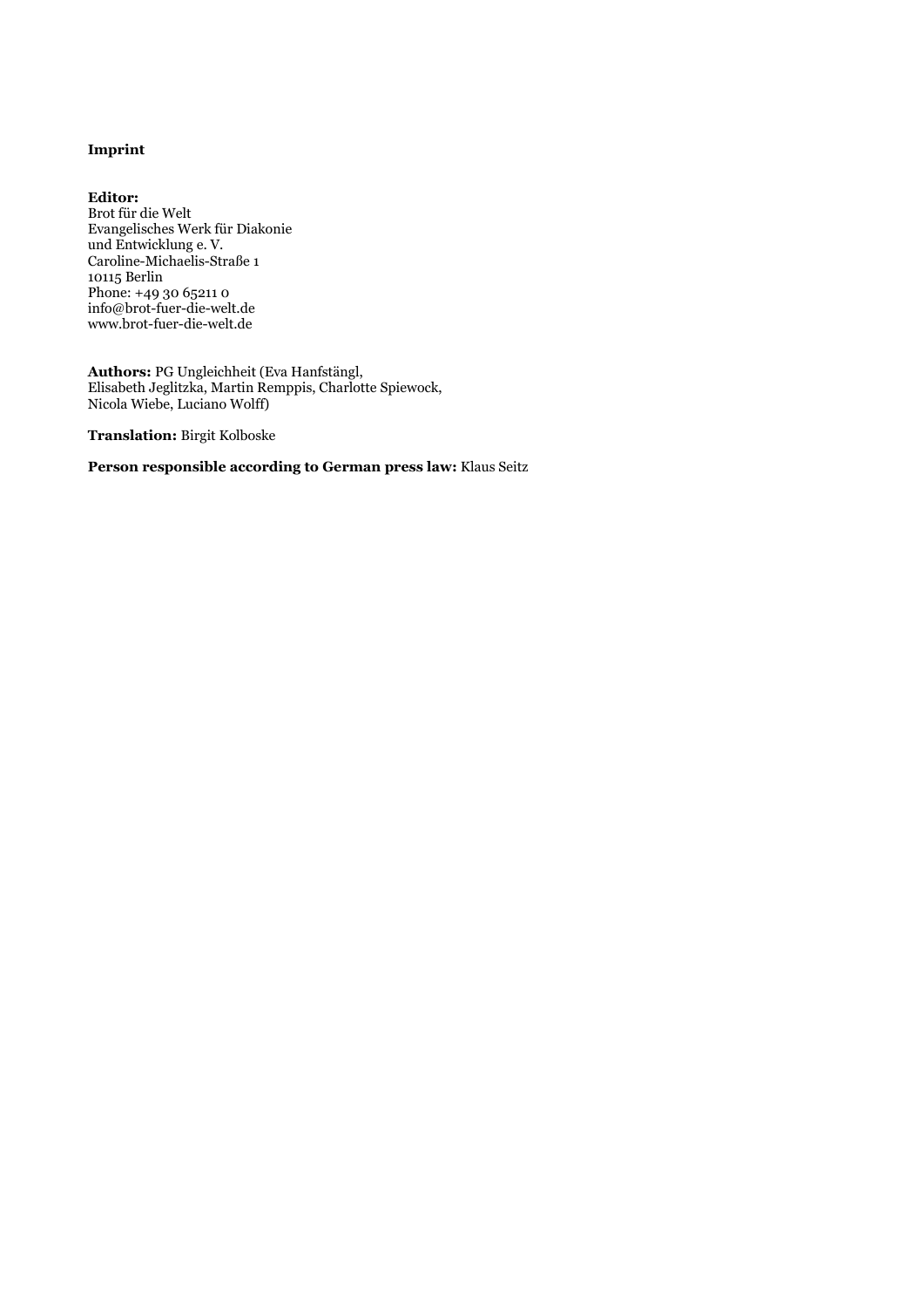**Imprint**

**Editor:**
Brot für die Welt
Evangelisches Werk für Diakonie
und Entwicklung e. V.
Caroline-Michaelis-Straße 1
10115 Berlin
Phone: +49 30 65211 0
info@brot-fuer-die-welt.de
www.brot-fuer-die-welt.de

**Authors:** PG Ungleichheit (Eva Hanfstängl,
Elisabeth Jeglitzka, Martin Remppis, Charlotte Spiewock,
Nicola Wiebe, Luciano Wolff)

**Translation:** Birgit Kolboske

**Person responsible according to German press law:** Klaus Seitz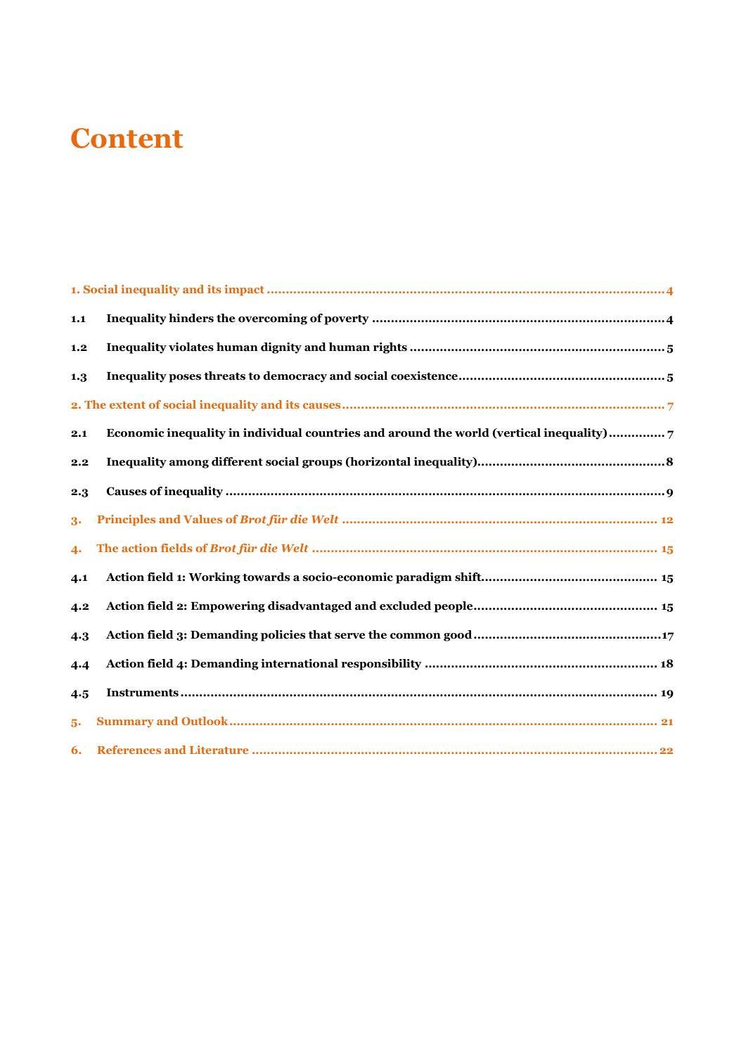# Content

1. Social inequality and its impact ........................................................................................................4

1.1 Inequality hinders the overcoming of poverty ............................................................................4

1.2 Inequality violates human dignity and human rights ..................................................................5

1.3 Inequality poses threats to democracy and social coexistence.....................................................5

2. The extent of social inequality and its causes.....................................................................................7

2.1 Economic inequality in individual countries and around the world (vertical inequality)..............7

2.2 Inequality among different social groups (horizontal inequality).................................................8

2.3 Causes of inequality ..................................................................................................................9

3. Principles and Values of *Brot für die Welt* .................................................................................... 12

4. The action fields of *Brot für die Welt* ........................................................................................... 15

4.1 Action field 1: Working towards a socio-economic paradigm shift.............................................. 15

4.2 Action field 2: Empowering disadvantaged and excluded people................................................ 15

4.3 Action field 3: Demanding policies that serve the common good.................................................17

4.4 Action field 4: Demanding international responsibility ............................................................ 18

4.5 Instruments ........................................................................................................................... 19

5. Summary and Outlook................................................................................................................. 21

6. References and Literature ..........................................................................................................22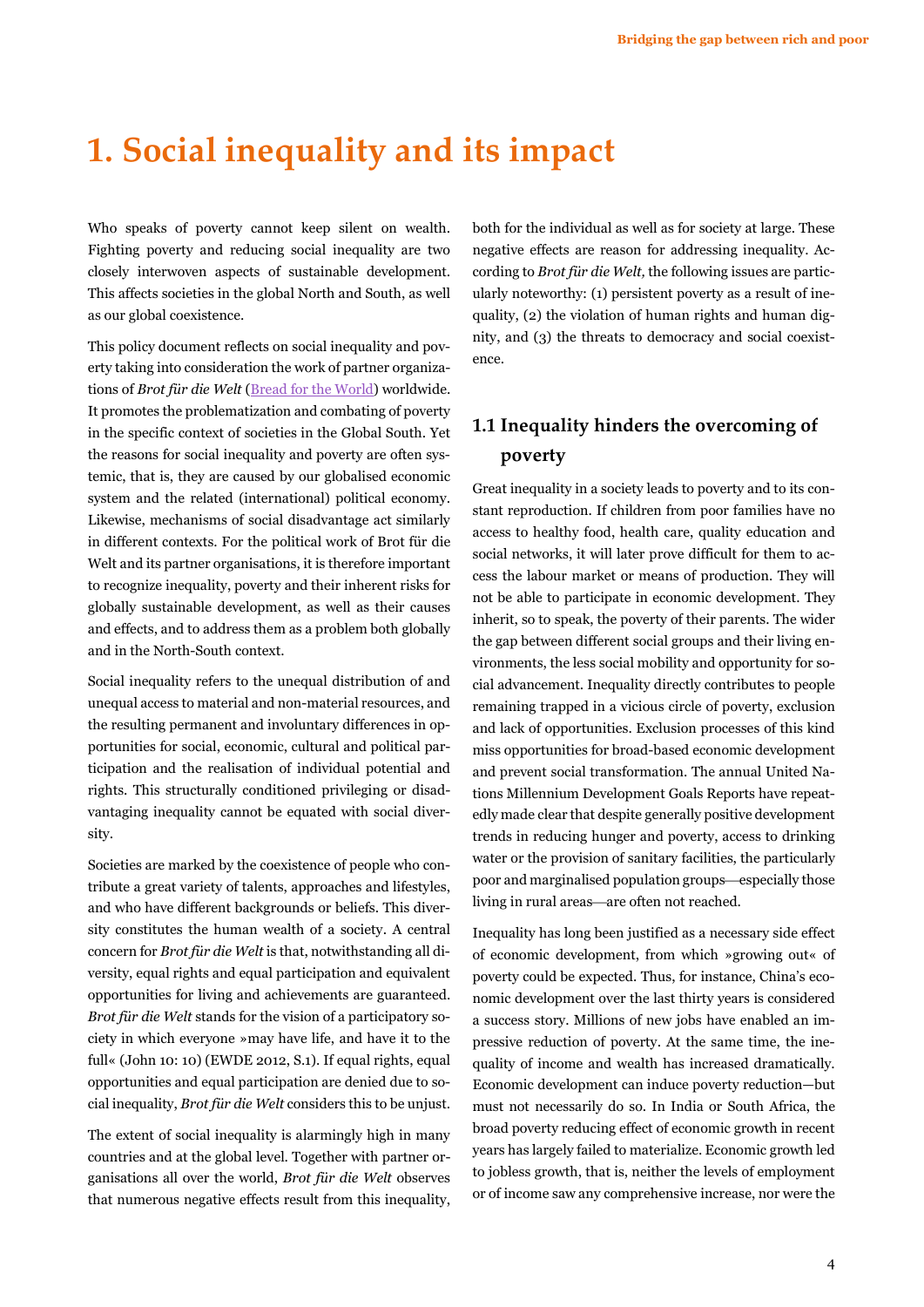# 1. Social inequality and its impact

Who speaks of poverty cannot keep silent on wealth. Fighting poverty and reducing social inequality are two closely interwoven aspects of sustainable development. This affects societies in the global North and South, as well as our global coexistence.

This policy document reflects on social inequality and poverty taking into consideration the work of partner organizations of *Brot für die Welt* (Bread for the World) worldwide. It promotes the problematization and combating of poverty in the specific context of societies in the Global South. Yet the reasons for social inequality and poverty are often systemic, that is, they are caused by our globalised economic system and the related (international) political economy. Likewise, mechanisms of social disadvantage act similarly in different contexts. For the political work of Brot für die Welt and its partner organisations, it is therefore important to recognize inequality, poverty and their inherent risks for globally sustainable development, as well as their causes and effects, and to address them as a problem both globally and in the North-South context.

Social inequality refers to the unequal distribution of and unequal access to material and non-material resources, and the resulting permanent and involuntary differences in opportunities for social, economic, cultural and political participation and the realisation of individual potential and rights. This structurally conditioned privileging or disadvantaging inequality cannot be equated with social diversity.

Societies are marked by the coexistence of people who contribute a great variety of talents, approaches and lifestyles, and who have different backgrounds or beliefs. This diversity constitutes the human wealth of a society. A central concern for *Brot für die Welt* is that, notwithstanding all diversity, equal rights and equal participation and equivalent opportunities for living and achievements are guaranteed. *Brot für die Welt* stands for the vision of a participatory society in which everyone »may have life, and have it to the full« (John 10: 10) (EWDE 2012, S.1). If equal rights, equal opportunities and equal participation are denied due to social inequality, *Brot für die Welt* considers this to be unjust.

The extent of social inequality is alarmingly high in many countries and at the global level. Together with partner organisations all over the world, *Brot für die Welt* observes that numerous negative effects result from this inequality, both for the individual as well as for society at large. These negative effects are reason for addressing inequality. According to *Brot für die Welt,* the following issues are particularly noteworthy: (1) persistent poverty as a result of inequality, (2) the violation of human rights and human dignity, and (3) the threats to democracy and social coexistence.

## 1.1 Inequality hinders the overcoming of poverty

Great inequality in a society leads to poverty and to its constant reproduction. If children from poor families have no access to healthy food, health care, quality education and social networks, it will later prove difficult for them to access the labour market or means of production. They will not be able to participate in economic development. They inherit, so to speak, the poverty of their parents. The wider the gap between different social groups and their living environments, the less social mobility and opportunity for social advancement. Inequality directly contributes to people remaining trapped in a vicious circle of poverty, exclusion and lack of opportunities. Exclusion processes of this kind miss opportunities for broad-based economic development and prevent social transformation. The annual United Nations Millennium Development Goals Reports have repeatedly made clear that despite generally positive development trends in reducing hunger and poverty, access to drinking water or the provision of sanitary facilities, the particularly poor and marginalised population groups—especially those living in rural areas—are often not reached.

Inequality has long been justified as a necessary side effect of economic development, from which »growing out« of poverty could be expected. Thus, for instance, China's economic development over the last thirty years is considered a success story. Millions of new jobs have enabled an impressive reduction of poverty. At the same time, the inequality of income and wealth has increased dramatically. Economic development can induce poverty reduction—but must not necessarily do so. In India or South Africa, the broad poverty reducing effect of economic growth in recent years has largely failed to materialize. Economic growth led to jobless growth, that is, neither the levels of employment or of income saw any comprehensive increase, nor were the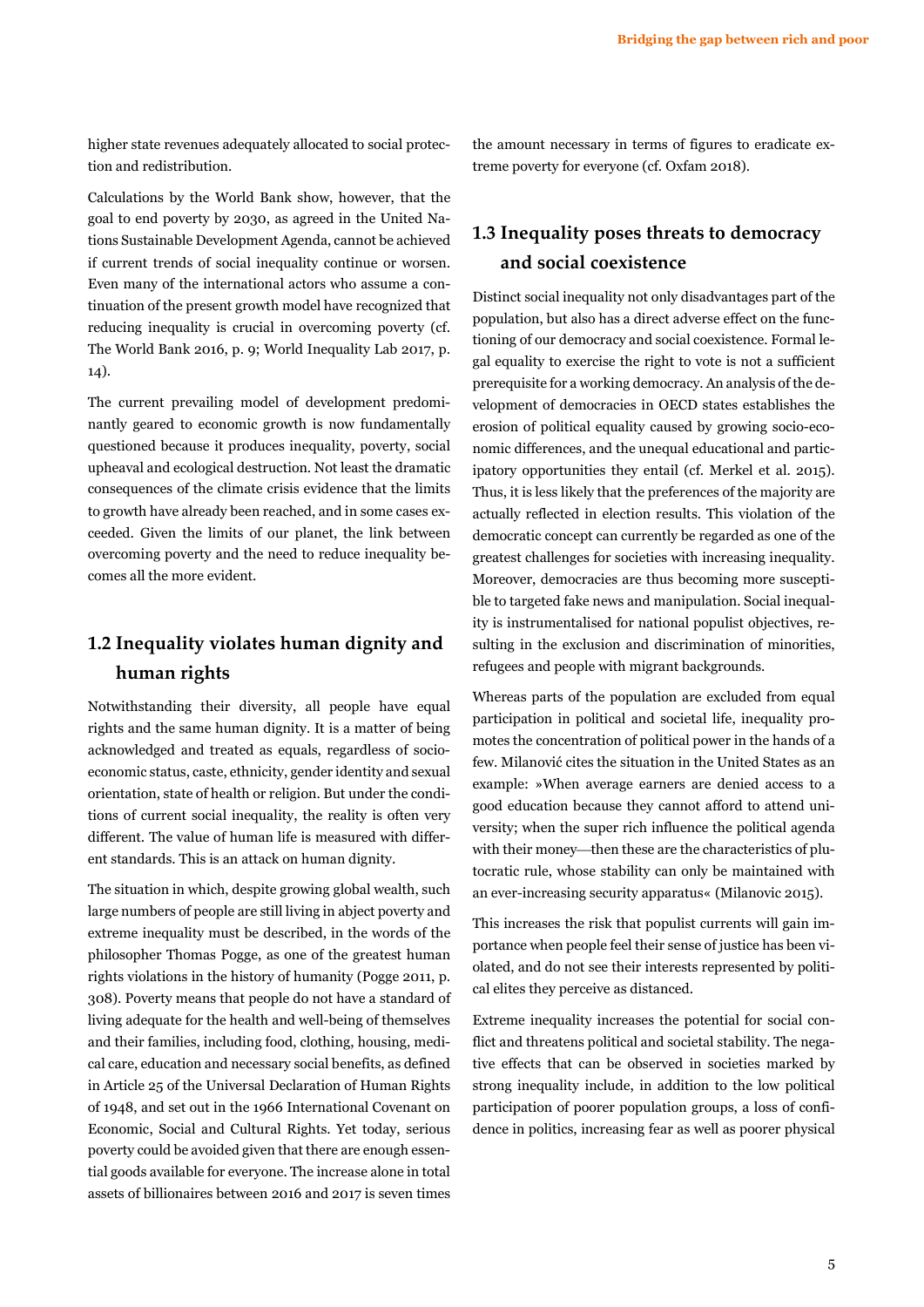higher state revenues adequately allocated to social protection and redistribution.

Calculations by the World Bank show, however, that the goal to end poverty by 2030, as agreed in the United Nations Sustainable Development Agenda, cannot be achieved if current trends of social inequality continue or worsen. Even many of the international actors who assume a continuation of the present growth model have recognized that reducing inequality is crucial in overcoming poverty (cf. The World Bank 2016, p. 9; World Inequality Lab 2017, p. 14).

The current prevailing model of development predominantly geared to economic growth is now fundamentally questioned because it produces inequality, poverty, social upheaval and ecological destruction. Not least the dramatic consequences of the climate crisis evidence that the limits to growth have already been reached, and in some cases exceeded. Given the limits of our planet, the link between overcoming poverty and the need to reduce inequality becomes all the more evident.

## 1.2 Inequality violates human dignity and human rights

Notwithstanding their diversity, all people have equal rights and the same human dignity. It is a matter of being acknowledged and treated as equals, regardless of socio-economic status, caste, ethnicity, gender identity and sexual orientation, state of health or religion. But under the conditions of current social inequality, the reality is often very different. The value of human life is measured with different standards. This is an attack on human dignity.

The situation in which, despite growing global wealth, such large numbers of people are still living in abject poverty and extreme inequality must be described, in the words of the philosopher Thomas Pogge, as one of the greatest human rights violations in the history of humanity (Pogge 2011, p. 308). Poverty means that people do not have a standard of living adequate for the health and well-being of themselves and their families, including food, clothing, housing, medical care, education and necessary social benefits, as defined in Article 25 of the Universal Declaration of Human Rights of 1948, and set out in the 1966 International Covenant on Economic, Social and Cultural Rights. Yet today, serious poverty could be avoided given that there are enough essential goods available for everyone. The increase alone in total assets of billionaires between 2016 and 2017 is seven times the amount necessary in terms of figures to eradicate extreme poverty for everyone (cf. Oxfam 2018).

## 1.3 Inequality poses threats to democracy and social coexistence

Distinct social inequality not only disadvantages part of the population, but also has a direct adverse effect on the functioning of our democracy and social coexistence. Formal legal equality to exercise the right to vote is not a sufficient prerequisite for a working democracy. An analysis of the development of democracies in OECD states establishes the erosion of political equality caused by growing socio-economic differences, and the unequal educational and participatory opportunities they entail (cf. Merkel et al. 2015). Thus, it is less likely that the preferences of the majority are actually reflected in election results. This violation of the democratic concept can currently be regarded as one of the greatest challenges for societies with increasing inequality. Moreover, democracies are thus becoming more susceptible to targeted fake news and manipulation. Social inequality is instrumentalised for national populist objectives, resulting in the exclusion and discrimination of minorities, refugees and people with migrant backgrounds.

Whereas parts of the population are excluded from equal participation in political and societal life, inequality promotes the concentration of political power in the hands of a few. Milanović cites the situation in the United States as an example: »When average earners are denied access to a good education because they cannot afford to attend university; when the super rich influence the political agenda with their money—then these are the characteristics of plutocratic rule, whose stability can only be maintained with an ever-increasing security apparatus« (Milanovic 2015).

This increases the risk that populist currents will gain importance when people feel their sense of justice has been violated, and do not see their interests represented by political elites they perceive as distanced.

Extreme inequality increases the potential for social conflict and threatens political and societal stability. The negative effects that can be observed in societies marked by strong inequality include, in addition to the low political participation of poorer population groups, a loss of confidence in politics, increasing fear as well as poorer physical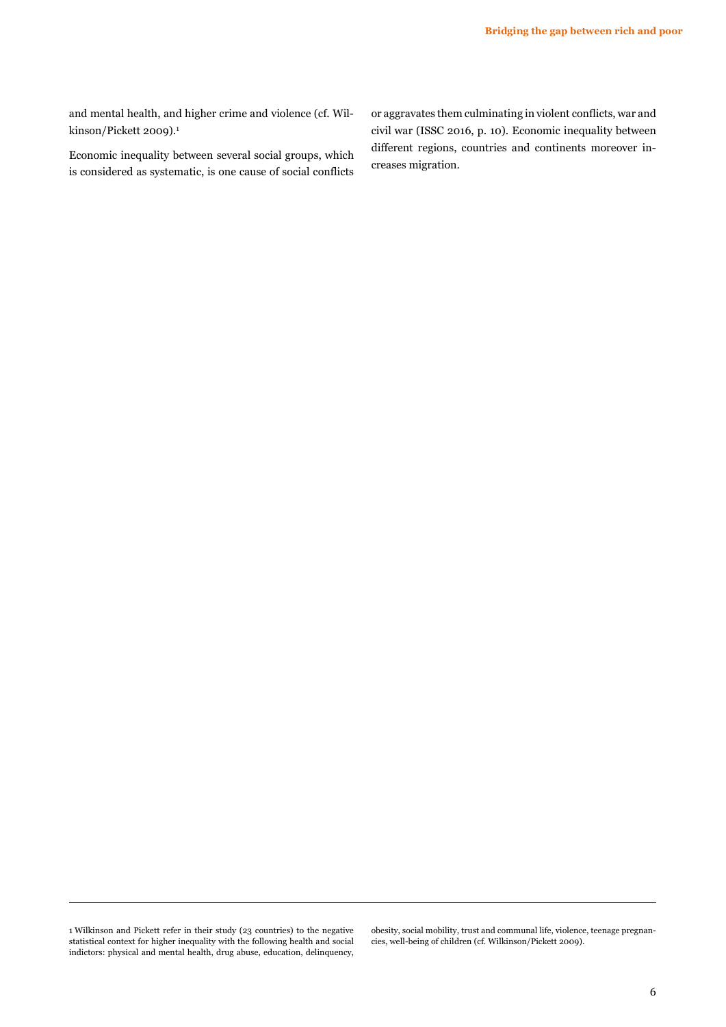and mental health, and higher crime and violence (cf. Wilkinson/Pickett 2009).[1]

Economic inequality between several social groups, which is considered as systematic, is one cause of social conflicts or aggravates them culminating in violent conflicts, war and civil war (ISSC 2016, p. 10). Economic inequality between different regions, countries and continents moreover increases migration.

---

1 Wilkinson and Pickett refer in their study (23 countries) to the negative statistical context for higher inequality with the following health and social indictors: physical and mental health, drug abuse, education, delinquency, obesity, social mobility, trust and communal life, violence, teenage pregnancies, well-being of children (cf. Wilkinson/Pickett 2009).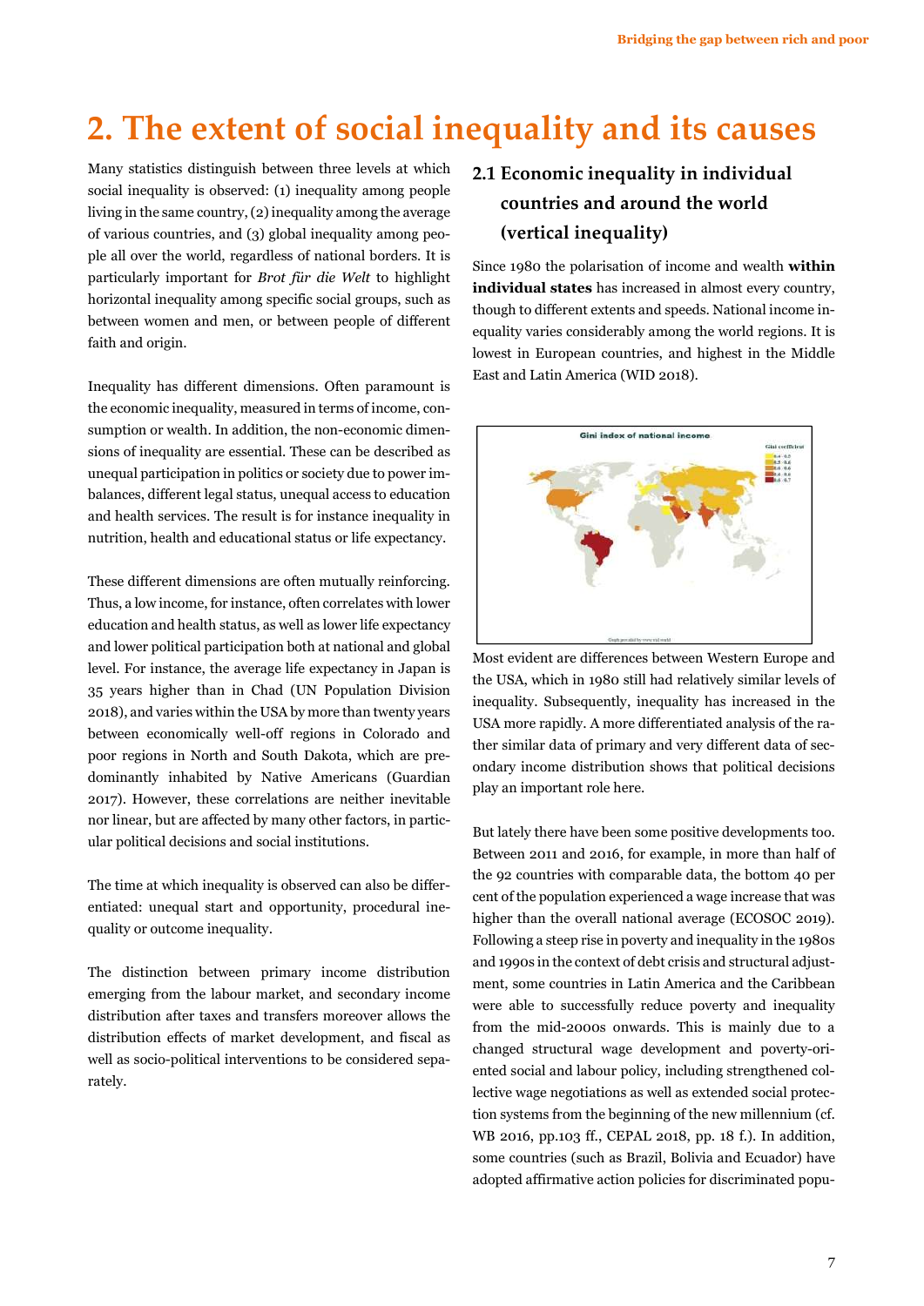# 2. The extent of social inequality and its causes

Many statistics distinguish between three levels at which social inequality is observed: (1) inequality among people living in the same country, (2) inequality among the average of various countries, and (3) global inequality among people all over the world, regardless of national borders. It is particularly important for *Brot für die Welt* to highlight horizontal inequality among specific social groups, such as between women and men, or between people of different faith and origin.

Inequality has different dimensions. Often paramount is the economic inequality, measured in terms of income, consumption or wealth. In addition, the non-economic dimensions of inequality are essential. These can be described as unequal participation in politics or society due to power imbalances, different legal status, unequal access to education and health services. The result is for instance inequality in nutrition, health and educational status or life expectancy.

These different dimensions are often mutually reinforcing. Thus, a low income, for instance, often correlates with lower education and health status, as well as lower life expectancy and lower political participation both at national and global level. For instance, the average life expectancy in Japan is 35 years higher than in Chad (UN Population Division 2018), and varies within the USA by more than twenty years between economically well-off regions in Colorado and poor regions in North and South Dakota, which are predominantly inhabited by Native Americans (Guardian 2017). However, these correlations are neither inevitable nor linear, but are affected by many other factors, in particular political decisions and social institutions.

The time at which inequality is observed can also be differentiated: unequal start and opportunity, procedural inequality or outcome inequality.

The distinction between primary income distribution emerging from the labour market, and secondary income distribution after taxes and transfers moreover allows the distribution effects of market development, and fiscal as well as socio-political interventions to be considered separately.

## 2.1 Economic inequality in individual countries and around the world (vertical inequality)

Since 1980 the polarisation of income and wealth **within individual states** has increased in almost every country, though to different extents and speeds. National income inequality varies considerably among the world regions. It is lowest in European countries, and highest in the Middle East and Latin America (WID 2018).

Most evident are differences between Western Europe and the USA, which in 1980 still had relatively similar levels of inequality. Subsequently, inequality has increased in the USA more rapidly. A more differentiated analysis of the rather similar data of primary and very different data of secondary income distribution shows that political decisions play an important role here.

But lately there have been some positive developments too. Between 2011 and 2016, for example, in more than half of the 92 countries with comparable data, the bottom 40 per cent of the population experienced a wage increase that was higher than the overall national average (ECOSOC 2019). Following a steep rise in poverty and inequality in the 1980s and 1990s in the context of debt crisis and structural adjustment, some countries in Latin America and the Caribbean were able to successfully reduce poverty and inequality from the mid-2000s onwards. This is mainly due to a changed structural wage development and poverty-oriented social and labour policy, including strengthened collective wage negotiations as well as extended social protection systems from the beginning of the new millennium (cf. WB 2016, pp.103 ff., CEPAL 2018, pp. 18 f.). In addition, some countries (such as Brazil, Bolivia and Ecuador) have adopted affirmative action policies for discriminated popu-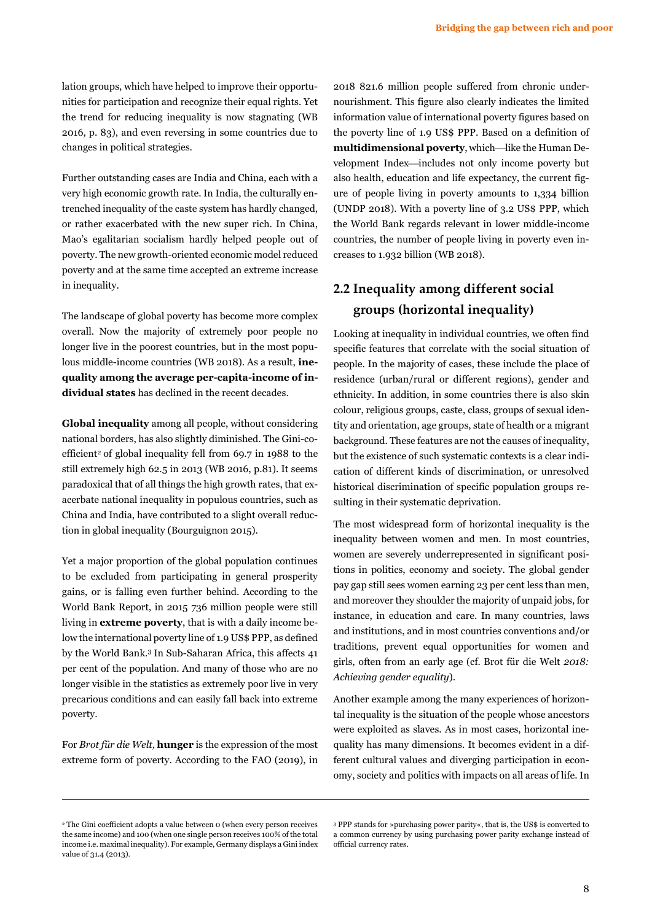lation groups, which have helped to improve their opportunities for participation and recognize their equal rights. Yet the trend for reducing inequality is now stagnating (WB 2016, p. 83), and even reversing in some countries due to changes in political strategies.

Further outstanding cases are India and China, each with a very high economic growth rate. In India, the culturally entrenched inequality of the caste system has hardly changed, or rather exacerbated with the new super rich. In China, Mao's egalitarian socialism hardly helped people out of poverty. The new growth-oriented economic model reduced poverty and at the same time accepted an extreme increase in inequality.

The landscape of global poverty has become more complex overall. Now the majority of extremely poor people no longer live in the poorest countries, but in the most populous middle-income countries (WB 2018). As a result, **inequality among the average per-capita-income of individual states** has declined in the recent decades.

**Global inequality** among all people, without considering national borders, has also slightly diminished. The Gini-coefficient[2] of global inequality fell from 69.7 in 1988 to the still extremely high 62.5 in 2013 (WB 2016, p.81). It seems paradoxical that of all things the high growth rates, that exacerbate national inequality in populous countries, such as China and India, have contributed to a slight overall reduction in global inequality (Bourguignon 2015).

Yet a major proportion of the global population continues to be excluded from participating in general prosperity gains, or is falling even further behind. According to the World Bank Report, in 2015 736 million people were still living in **extreme poverty**, that is with a daily income below the international poverty line of 1.9 US$ PPP, as defined by the World Bank.[3] In Sub-Saharan Africa, this affects 41 per cent of the population. And many of those who are no longer visible in the statistics as extremely poor live in very precarious conditions and can easily fall back into extreme poverty.

For *Brot für die Welt*, **hunger** is the expression of the most extreme form of poverty. According to the FAO (2019), in 2018 821.6 million people suffered from chronic undernourishment. This figure also clearly indicates the limited information value of international poverty figures based on the poverty line of 1.9 US$ PPP. Based on a definition of **multidimensional poverty**, which—like the Human Development Index—includes not only income poverty but also health, education and life expectancy, the current figure of people living in poverty amounts to 1,334 billion (UNDP 2018). With a poverty line of 3.2 US$ PPP, which the World Bank regards relevant in lower middle-income countries, the number of people living in poverty even increases to 1.932 billion (WB 2018).

## 2.2 Inequality among different social groups (horizontal inequality)

Looking at inequality in individual countries, we often find specific features that correlate with the social situation of people. In the majority of cases, these include the place of residence (urban/rural or different regions), gender and ethnicity. In addition, in some countries there is also skin colour, religious groups, caste, class, groups of sexual identity and orientation, age groups, state of health or a migrant background. These features are not the causes of inequality, but the existence of such systematic contexts is a clear indication of different kinds of discrimination, or unresolved historical discrimination of specific population groups resulting in their systematic deprivation.

The most widespread form of horizontal inequality is the inequality between women and men. In most countries, women are severely underrepresented in significant positions in politics, economy and society. The global gender pay gap still sees women earning 23 per cent less than men, and moreover they shoulder the majority of unpaid jobs, for instance, in education and care. In many countries, laws and institutions, and in most countries conventions and/or traditions, prevent equal opportunities for women and girls, often from an early age (cf. Brot für die Welt *2018: Achieving gender equality*).

Another example among the many experiences of horizontal inequality is the situation of the people whose ancestors were exploited as slaves. As in most cases, horizontal inequality has many dimensions. It becomes evident in a different cultural values and diverging participation in economy, society and politics with impacts on all areas of life. In

---

[2] The Gini coefficient adopts a value between 0 (when every person receives the same income) and 100 (when one single person receives 100% of the total income i.e. maximal inequality). For example, Germany displays a Gini index value of 31.4 (2013).

[3] PPP stands for »purchasing power parity«, that is, the US$ is converted to a common currency by using purchasing power parity exchange instead of official currency rates.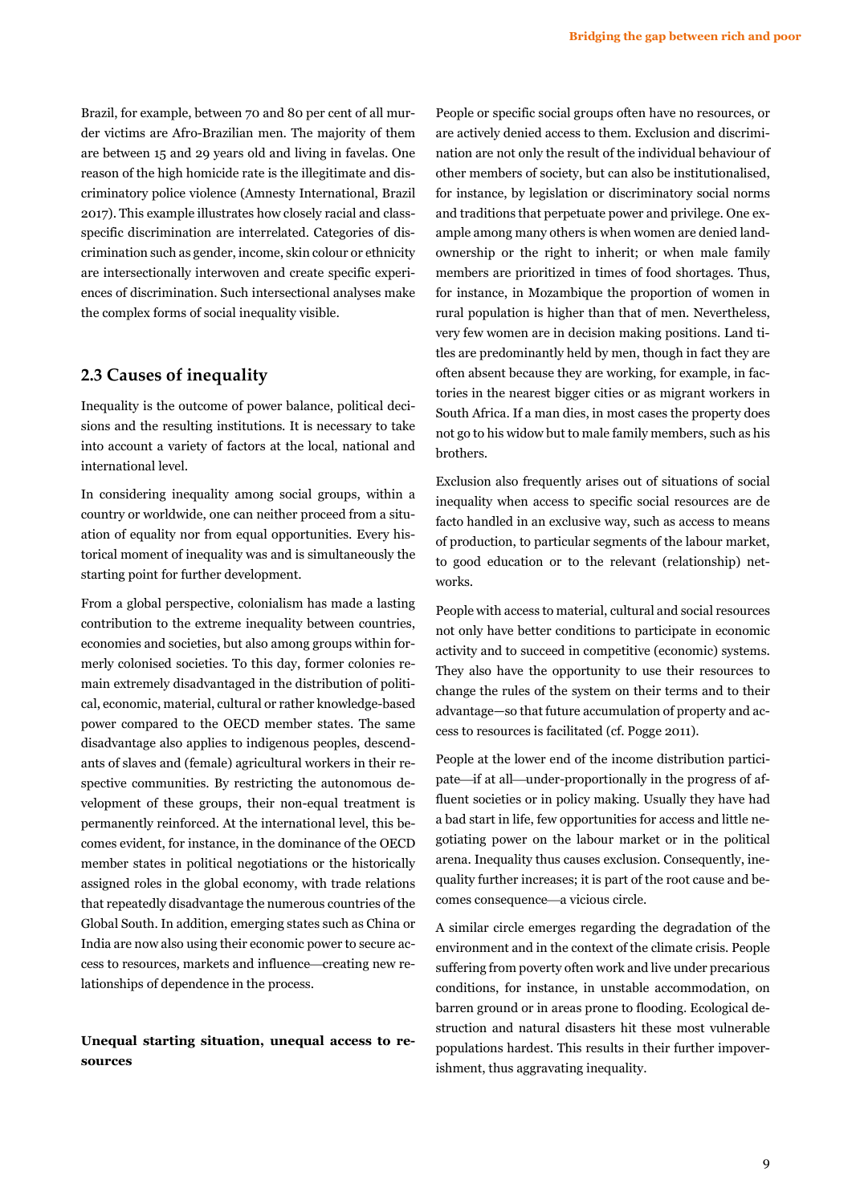Brazil, for example, between 70 and 80 per cent of all murder victims are Afro-Brazilian men. The majority of them are between 15 and 29 years old and living in favelas. One reason of the high homicide rate is the illegitimate and discriminatory police violence (Amnesty International, Brazil 2017). This example illustrates how closely racial and class-specific discrimination are interrelated. Categories of discrimination such as gender, income, skin colour or ethnicity are intersectionally interwoven and create specific experiences of discrimination. Such intersectional analyses make the complex forms of social inequality visible.

## 2.3 Causes of inequality

Inequality is the outcome of power balance, political decisions and the resulting institutions. It is necessary to take into account a variety of factors at the local, national and international level.

In considering inequality among social groups, within a country or worldwide, one can neither proceed from a situation of equality nor from equal opportunities. Every historical moment of inequality was and is simultaneously the starting point for further development.

From a global perspective, colonialism has made a lasting contribution to the extreme inequality between countries, economies and societies, but also among groups within formerly colonised societies. To this day, former colonies remain extremely disadvantaged in the distribution of political, economic, material, cultural or rather knowledge-based power compared to the OECD member states. The same disadvantage also applies to indigenous peoples, descendants of slaves and (female) agricultural workers in their respective communities. By restricting the autonomous development of these groups, their non-equal treatment is permanently reinforced. At the international level, this becomes evident, for instance, in the dominance of the OECD member states in political negotiations or the historically assigned roles in the global economy, with trade relations that repeatedly disadvantage the numerous countries of the Global South. In addition, emerging states such as China or India are now also using their economic power to secure access to resources, markets and influence—creating new relationships of dependence in the process.

**Unequal starting situation, unequal access to resources**

People or specific social groups often have no resources, or are actively denied access to them. Exclusion and discrimination are not only the result of the individual behaviour of other members of society, but can also be institutionalised, for instance, by legislation or discriminatory social norms and traditions that perpetuate power and privilege. One example among many others is when women are denied landownership or the right to inherit; or when male family members are prioritized in times of food shortages. Thus, for instance, in Mozambique the proportion of women in rural population is higher than that of men. Nevertheless, very few women are in decision making positions. Land titles are predominantly held by men, though in fact they are often absent because they are working, for example, in factories in the nearest bigger cities or as migrant workers in South Africa. If a man dies, in most cases the property does not go to his widow but to male family members, such as his brothers.

Exclusion also frequently arises out of situations of social inequality when access to specific social resources are de facto handled in an exclusive way, such as access to means of production, to particular segments of the labour market, to good education or to the relevant (relationship) networks.

People with access to material, cultural and social resources not only have better conditions to participate in economic activity and to succeed in competitive (economic) systems. They also have the opportunity to use their resources to change the rules of the system on their terms and to their advantage—so that future accumulation of property and access to resources is facilitated (cf. Pogge 2011).

People at the lower end of the income distribution participate—if at all—under-proportionally in the progress of affluent societies or in policy making. Usually they have had a bad start in life, few opportunities for access and little negotiating power on the labour market or in the political arena. Inequality thus causes exclusion. Consequently, inequality further increases; it is part of the root cause and becomes consequence—a vicious circle.

A similar circle emerges regarding the degradation of the environment and in the context of the climate crisis. People suffering from poverty often work and live under precarious conditions, for instance, in unstable accommodation, on barren ground or in areas prone to flooding. Ecological destruction and natural disasters hit these most vulnerable populations hardest. This results in their further impoverishment, thus aggravating inequality.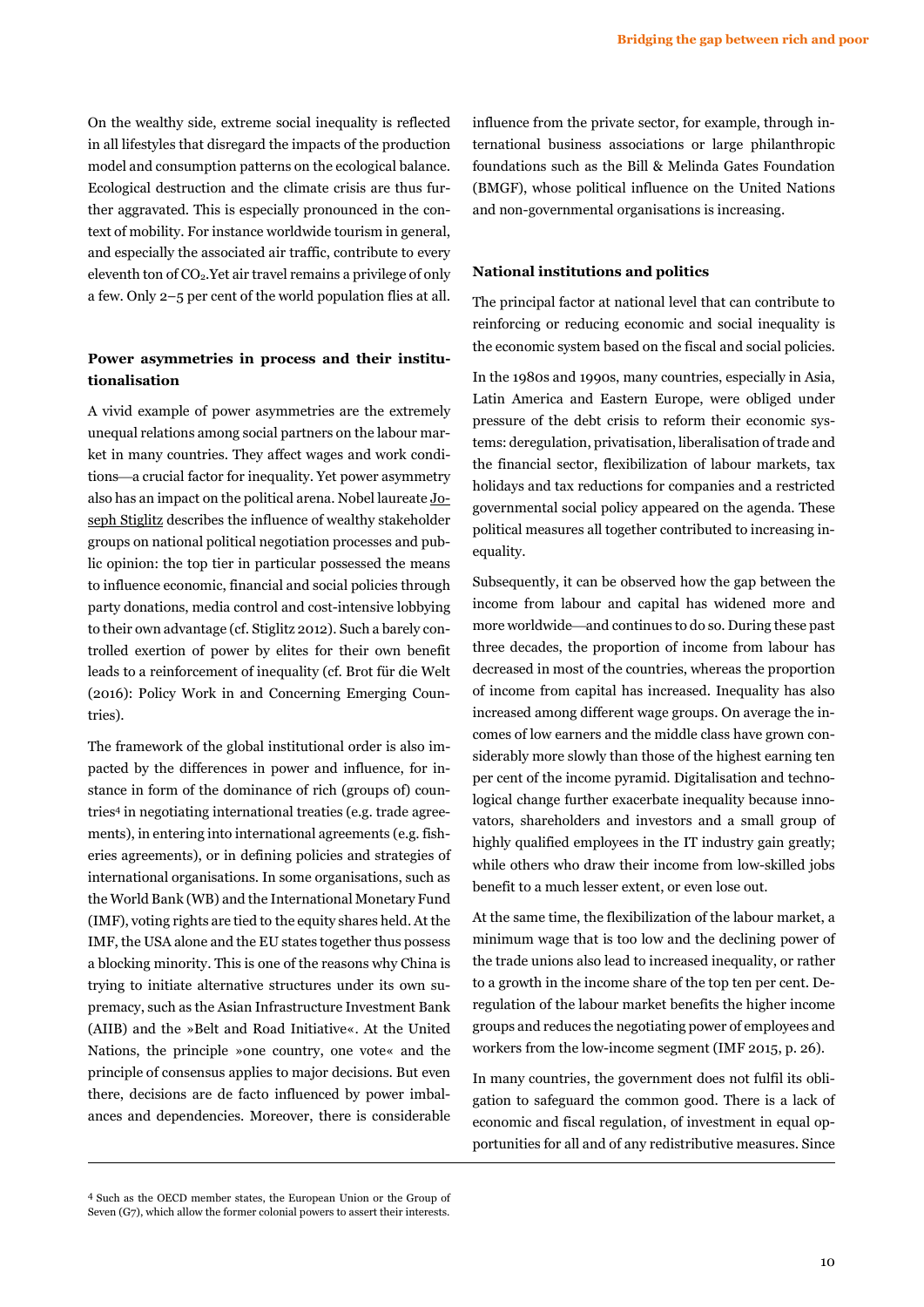On the wealthy side, extreme social inequality is reflected in all lifestyles that disregard the impacts of the production model and consumption patterns on the ecological balance. Ecological destruction and the climate crisis are thus further aggravated. This is especially pronounced in the context of mobility. For instance worldwide tourism in general, and especially the associated air traffic, contribute to every eleventh ton of $CO_2$. Yet air travel remains a privilege of only a few. Only 2–5 per cent of the world population flies at all.

### Power asymmetries in process and their institutionalisation

A vivid example of power asymmetries are the extremely unequal relations among social partners on the labour market in many countries. They affect wages and work conditions—a crucial factor for inequality. Yet power asymmetry also has an impact on the political arena. Nobel laureate Joseph Stiglitz describes the influence of wealthy stakeholder groups on national political negotiation processes and public opinion: the top tier in particular possessed the means to influence economic, financial and social policies through party donations, media control and cost-intensive lobbying to their own advantage (cf. Stiglitz 2012). Such a barely controlled exertion of power by elites for their own benefit leads to a reinforcement of inequality (cf. Brot für die Welt (2016): Policy Work in and Concerning Emerging Countries).

The framework of the global institutional order is also impacted by the differences in power and influence, for instance in form of the dominance of rich (groups of) countries[4] in negotiating international treaties (e.g. trade agreements), in entering into international agreements (e.g. fisheries agreements), or in defining policies and strategies of international organisations. In some organisations, such as the World Bank (WB) and the International Monetary Fund (IMF), voting rights are tied to the equity shares held. At the IMF, the USA alone and the EU states together thus possess a blocking minority. This is one of the reasons why China is trying to initiate alternative structures under its own supremacy, such as the Asian Infrastructure Investment Bank (AIIB) and the »Belt and Road Initiative«. At the United Nations, the principle »one country, one vote« and the principle of consensus applies to major decisions. But even there, decisions are de facto influenced by power imbalances and dependencies. Moreover, there is considerable influence from the private sector, for example, through international business associations or large philanthropic foundations such as the Bill & Melinda Gates Foundation (BMGF), whose political influence on the United Nations and non-governmental organisations is increasing.

### National institutions and politics

The principal factor at national level that can contribute to reinforcing or reducing economic and social inequality is the economic system based on the fiscal and social policies.

In the 1980s and 1990s, many countries, especially in Asia, Latin America and Eastern Europe, were obliged under pressure of the debt crisis to reform their economic systems: deregulation, privatisation, liberalisation of trade and the financial sector, flexibilization of labour markets, tax holidays and tax reductions for companies and a restricted governmental social policy appeared on the agenda. These political measures all together contributed to increasing inequality.

Subsequently, it can be observed how the gap between the income from labour and capital has widened more and more worldwide—and continues to do so. During these past three decades, the proportion of income from labour has decreased in most of the countries, whereas the proportion of income from capital has increased. Inequality has also increased among different wage groups. On average the incomes of low earners and the middle class have grown considerably more slowly than those of the highest earning ten per cent of the income pyramid. Digitalisation and technological change further exacerbate inequality because innovators, shareholders and investors and a small group of highly qualified employees in the IT industry gain greatly; while others who draw their income from low-skilled jobs benefit to a much lesser extent, or even lose out.

At the same time, the flexibilization of the labour market, a minimum wage that is too low and the declining power of the trade unions also lead to increased inequality, or rather to a growth in the income share of the top ten per cent. Deregulation of the labour market benefits the higher income groups and reduces the negotiating power of employees and workers from the low-income segment (IMF 2015, p. 26).

In many countries, the government does not fulfil its obligation to safeguard the common good. There is a lack of economic and fiscal regulation, of investment in equal opportunities for all and of any redistributive measures. Since

---

[4] Such as the OECD member states, the European Union or the Group of Seven (G7), which allow the former colonial powers to assert their interests.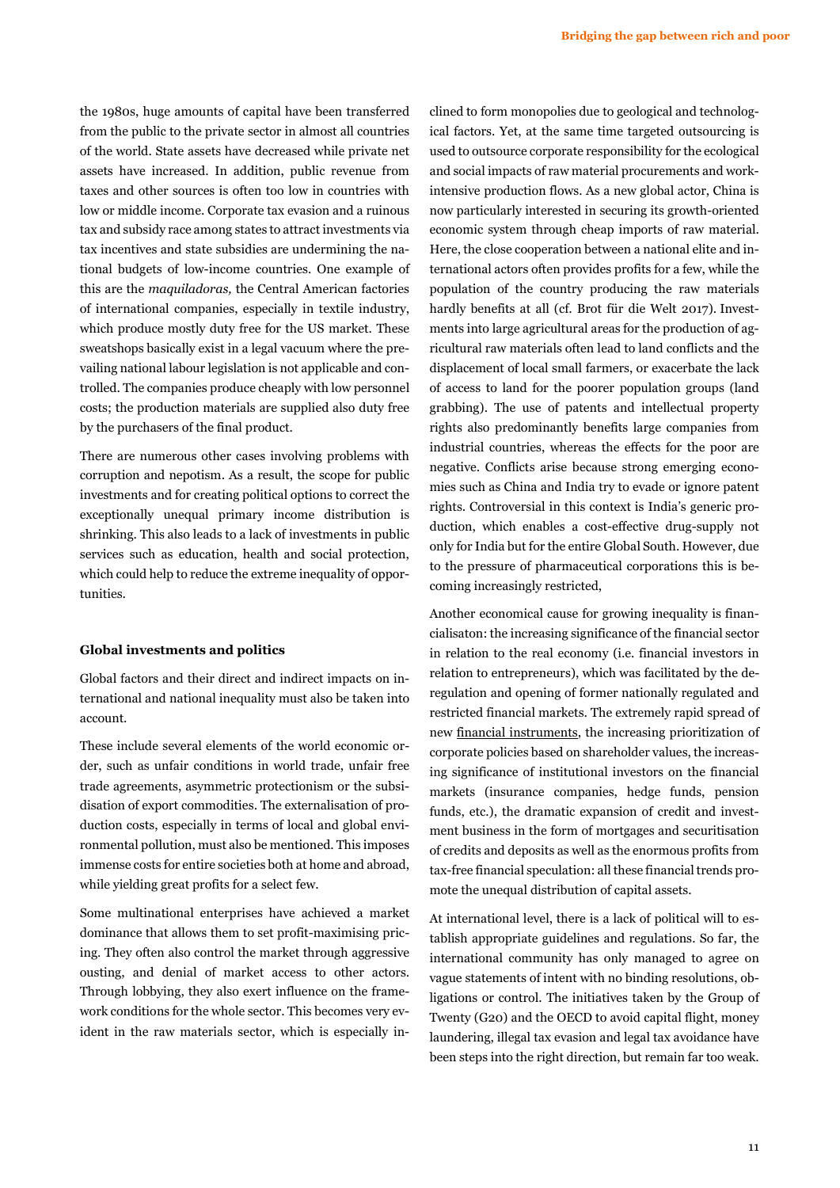the 1980s, huge amounts of capital have been transferred from the public to the private sector in almost all countries of the world. State assets have decreased while private net assets have increased. In addition, public revenue from taxes and other sources is often too low in countries with low or middle income. Corporate tax evasion and a ruinous tax and subsidy race among states to attract investments via tax incentives and state subsidies are undermining the national budgets of low-income countries. One example of this are the *maquiladoras,* the Central American factories of international companies, especially in textile industry, which produce mostly duty free for the US market. These sweatshops basically exist in a legal vacuum where the prevailing national labour legislation is not applicable and controlled. The companies produce cheaply with low personnel costs; the production materials are supplied also duty free by the purchasers of the final product.

There are numerous other cases involving problems with corruption and nepotism. As a result, the scope for public investments and for creating political options to correct the exceptionally unequal primary income distribution is shrinking. This also leads to a lack of investments in public services such as education, health and social protection, which could help to reduce the extreme inequality of opportunities.

### Global investments and politics

Global factors and their direct and indirect impacts on international and national inequality must also be taken into account.

These include several elements of the world economic order, such as unfair conditions in world trade, unfair free trade agreements, asymmetric protectionism or the subsidisation of export commodities. The externalisation of production costs, especially in terms of local and global environmental pollution, must also be mentioned. This imposes immense costs for entire societies both at home and abroad, while yielding great profits for a select few.

Some multinational enterprises have achieved a market dominance that allows them to set profit-maximising pricing. They often also control the market through aggressive ousting, and denial of market access to other actors. Through lobbying, they also exert influence on the framework conditions for the whole sector. This becomes very evident in the raw materials sector, which is especially inclined to form monopolies due to geological and technological factors. Yet, at the same time targeted outsourcing is used to outsource corporate responsibility for the ecological and social impacts of raw material procurements and work-intensive production flows. As a new global actor, China is now particularly interested in securing its growth-oriented economic system through cheap imports of raw material. Here, the close cooperation between a national elite and international actors often provides profits for a few, while the population of the country producing the raw materials hardly benefits at all (cf. Brot für die Welt 2017). Investments into large agricultural areas for the production of agricultural raw materials often lead to land conflicts and the displacement of local small farmers, or exacerbate the lack of access to land for the poorer population groups (land grabbing). The use of patents and intellectual property rights also predominantly benefits large companies from industrial countries, whereas the effects for the poor are negative. Conflicts arise because strong emerging economies such as China and India try to evade or ignore patent rights. Controversial in this context is India's generic production, which enables a cost-effective drug-supply not only for India but for the entire Global South. However, due to the pressure of pharmaceutical corporations this is becoming increasingly restricted,

Another economical cause for growing inequality is financialisaton: the increasing significance of the financial sector in relation to the real economy (i.e. financial investors in relation to entrepreneurs), which was facilitated by the deregulation and opening of former nationally regulated and restricted financial markets. The extremely rapid spread of new financial instruments, the increasing prioritization of corporate policies based on shareholder values, the increasing significance of institutional investors on the financial markets (insurance companies, hedge funds, pension funds, etc.), the dramatic expansion of credit and investment business in the form of mortgages and securitisation of credits and deposits as well as the enormous profits from tax-free financial speculation: all these financial trends promote the unequal distribution of capital assets.

At international level, there is a lack of political will to establish appropriate guidelines and regulations. So far, the international community has only managed to agree on vague statements of intent with no binding resolutions, obligations or control. The initiatives taken by the Group of Twenty (G20) and the OECD to avoid capital flight, money laundering, illegal tax evasion and legal tax avoidance have been steps into the right direction, but remain far too weak.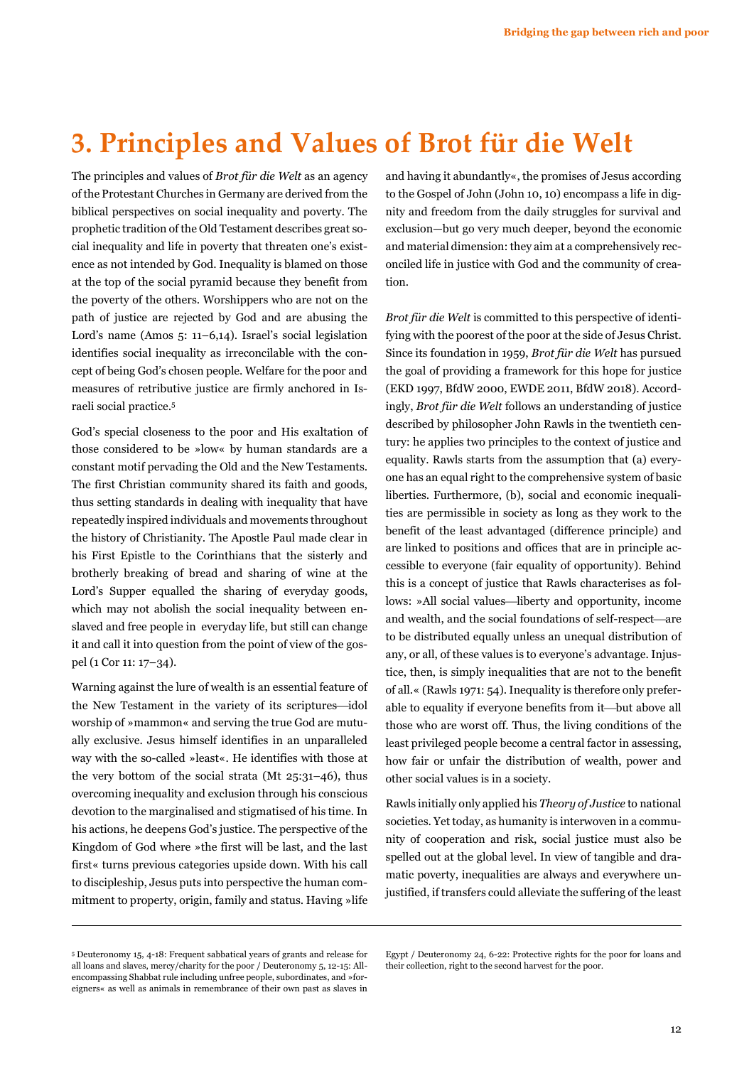# 3. Principles and Values of Brot für die Welt

The principles and values of *Brot für die Welt* as an agency of the Protestant Churches in Germany are derived from the biblical perspectives on social inequality and poverty. The prophetic tradition of the Old Testament describes great social inequality and life in poverty that threaten one's existence as not intended by God. Inequality is blamed on those at the top of the social pyramid because they benefit from the poverty of the others. Worshippers who are not on the path of justice are rejected by God and are abusing the Lord's name (Amos 5: 11–6,14). Israel's social legislation identifies social inequality as irreconcilable with the concept of being God's chosen people. Welfare for the poor and measures of retributive justice are firmly anchored in Israeli social practice.[5]

God's special closeness to the poor and His exaltation of those considered to be »low« by human standards are a constant motif pervading the Old and the New Testaments. The first Christian community shared its faith and goods, thus setting standards in dealing with inequality that have repeatedly inspired individuals and movements throughout the history of Christianity. The Apostle Paul made clear in his First Epistle to the Corinthians that the sisterly and brotherly breaking of bread and sharing of wine at the Lord's Supper equalled the sharing of everyday goods, which may not abolish the social inequality between enslaved and free people in everyday life, but still can change it and call it into question from the point of view of the gospel (1 Cor 11: 17–34).

Warning against the lure of wealth is an essential feature of the New Testament in the variety of its scriptures—idol worship of »mammon« and serving the true God are mutually exclusive. Jesus himself identifies in an unparalleled way with the so-called »least«. He identifies with those at the very bottom of the social strata (Mt 25:31–46), thus overcoming inequality and exclusion through his conscious devotion to the marginalised and stigmatised of his time. In his actions, he deepens God's justice. The perspective of the Kingdom of God where »the first will be last, and the last first« turns previous categories upside down. With his call to discipleship, Jesus puts into perspective the human commitment to property, origin, family and status. Having »life and having it abundantly«, the promises of Jesus according to the Gospel of John (John 10, 10) encompass a life in dignity and freedom from the daily struggles for survival and exclusion—but go very much deeper, beyond the economic and material dimension: they aim at a comprehensively reconciled life in justice with God and the community of creation.

*Brot für die Welt* is committed to this perspective of identifying with the poorest of the poor at the side of Jesus Christ. Since its foundation in 1959, *Brot für die Welt* has pursued the goal of providing a framework for this hope for justice (EKD 1997, BfdW 2000, EWDE 2011, BfdW 2018). Accordingly, *Brot für die Welt* follows an understanding of justice described by philosopher John Rawls in the twentieth century: he applies two principles to the context of justice and equality. Rawls starts from the assumption that (a) everyone has an equal right to the comprehensive system of basic liberties. Furthermore, (b), social and economic inequalities are permissible in society as long as they work to the benefit of the least advantaged (difference principle) and are linked to positions and offices that are in principle accessible to everyone (fair equality of opportunity). Behind this is a concept of justice that Rawls characterises as follows: »All social values—liberty and opportunity, income and wealth, and the social foundations of self-respect—are to be distributed equally unless an unequal distribution of any, or all, of these values is to everyone's advantage. Injustice, then, is simply inequalities that are not to the benefit of all.« (Rawls 1971: 54). Inequality is therefore only preferable to equality if everyone benefits from it—but above all those who are worst off. Thus, the living conditions of the least privileged people become a central factor in assessing, how fair or unfair the distribution of wealth, power and other social values is in a society.

Rawls initially only applied his *Theory of Justice* to national societies. Yet today, as humanity is interwoven in a community of cooperation and risk, social justice must also be spelled out at the global level. In view of tangible and dramatic poverty, inequalities are always and everywhere unjustified, if transfers could alleviate the suffering of the least

---

[5] Deuteronomy 15, 4-18: Frequent sabbatical years of grants and release for all loans and slaves, mercy/charity for the poor / Deuteronomy 5, 12-15: All-encompassing Shabbat rule including unfree people, subordinates, and »foreigners« as well as animals in remembrance of their own past as slaves in Egypt / Deuteronomy 24, 6-22: Protective rights for the poor for loans and their collection, right to the second harvest for the poor.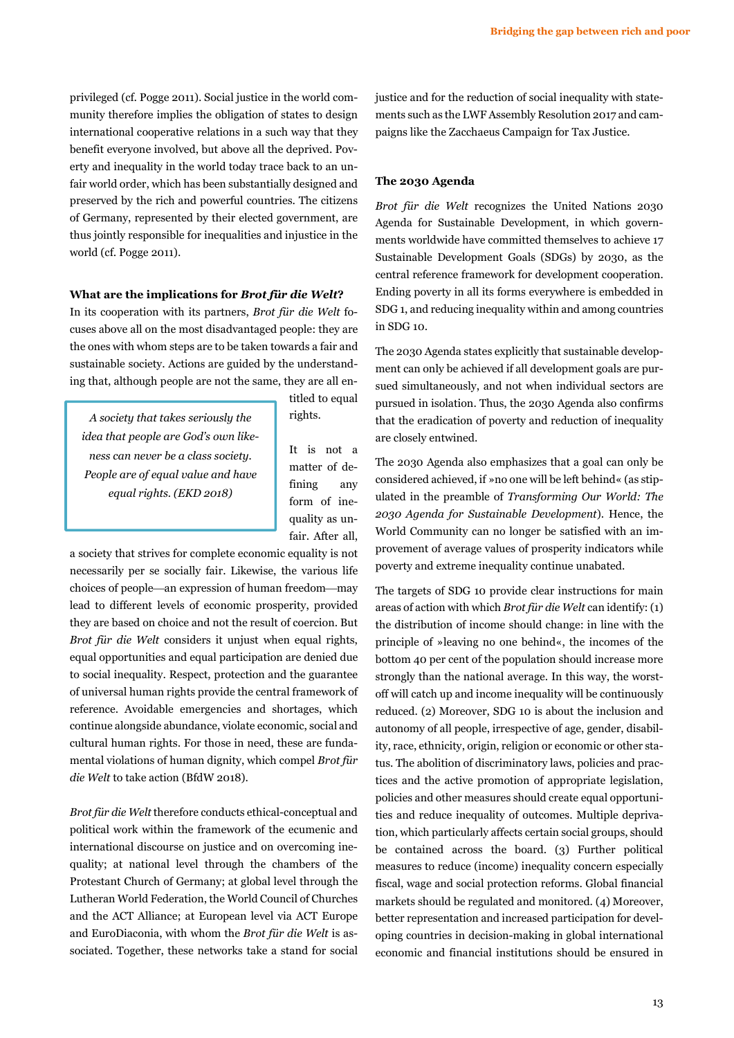privileged (cf. Pogge 2011). Social justice in the world community therefore implies the obligation of states to design international cooperative relations in a such way that they benefit everyone involved, but above all the deprived. Poverty and inequality in the world today trace back to an unfair world order, which has been substantially designed and preserved by the rich and powerful countries. The citizens of Germany, represented by their elected government, are thus jointly responsible for inequalities and injustice in the world (cf. Pogge 2011).

### What are the implications for *Brot für die Welt*?

In its cooperation with its partners, *Brot für die Welt* focuses above all on the most disadvantaged people: they are the ones with whom steps are to be taken towards a fair and sustainable society. Actions are guided by the understanding that, although people are not the same, they are all entitled to equal rights.

> *A society that takes seriously the idea that people are God's own likeness can never be a class society. People are of equal value and have equal rights. (EKD 2018)*

It is not a matter of defining any form of inequality as unfair. After all, a society that strives for complete economic equality is not necessarily per se socially fair. Likewise, the various life choices of people—an expression of human freedom—may lead to different levels of economic prosperity, provided they are based on choice and not the result of coercion. But *Brot für die Welt* considers it unjust when equal rights, equal opportunities and equal participation are denied due to social inequality. Respect, protection and the guarantee of universal human rights provide the central framework of reference. Avoidable emergencies and shortages, which continue alongside abundance, violate economic, social and cultural human rights. For those in need, these are fundamental violations of human dignity, which compel *Brot für die Welt* to take action (BfdW 2018).

*Brot für die Welt* therefore conducts ethical-conceptual and political work within the framework of the ecumenic and international discourse on justice and on overcoming inequality; at national level through the chambers of the Protestant Church of Germany; at global level through the Lutheran World Federation, the World Council of Churches and the ACT Alliance; at European level via ACT Europe and EuroDiaconia, with whom the *Brot für die Welt* is associated. Together, these networks take a stand for social justice and for the reduction of social inequality with statements such as the LWF Assembly Resolution 2017 and campaigns like the Zacchaeus Campaign for Tax Justice.

### The 2030 Agenda

*Brot für die Welt* recognizes the United Nations 2030 Agenda for Sustainable Development, in which governments worldwide have committed themselves to achieve 17 Sustainable Development Goals (SDGs) by 2030, as the central reference framework for development cooperation. Ending poverty in all its forms everywhere is embedded in SDG 1, and reducing inequality within and among countries in SDG 10.

The 2030 Agenda states explicitly that sustainable development can only be achieved if all development goals are pursued simultaneously, and not when individual sectors are pursued in isolation. Thus, the 2030 Agenda also confirms that the eradication of poverty and reduction of inequality are closely entwined.

The 2030 Agenda also emphasizes that a goal can only be considered achieved, if »no one will be left behind« (as stipulated in the preamble of *Transforming Our World: The 2030 Agenda for Sustainable Development*). Hence, the World Community can no longer be satisfied with an improvement of average values of prosperity indicators while poverty and extreme inequality continue unabated.

The targets of SDG 10 provide clear instructions for main areas of action with which *Brot für die Welt* can identify: (1) the distribution of income should change: in line with the principle of »leaving no one behind«, the incomes of the bottom 40 per cent of the population should increase more strongly than the national average. In this way, the worst-off will catch up and income inequality will be continuously reduced. (2) Moreover, SDG 10 is about the inclusion and autonomy of all people, irrespective of age, gender, disability, race, ethnicity, origin, religion or economic or other status. The abolition of discriminatory laws, policies and practices and the active promotion of appropriate legislation, policies and other measures should create equal opportunities and reduce inequality of outcomes. Multiple deprivation, which particularly affects certain social groups, should be contained across the board. (3) Further political measures to reduce (income) inequality concern especially fiscal, wage and social protection reforms. Global financial markets should be regulated and monitored. (4) Moreover, better representation and increased participation for developing countries in decision-making in global international economic and financial institutions should be ensured in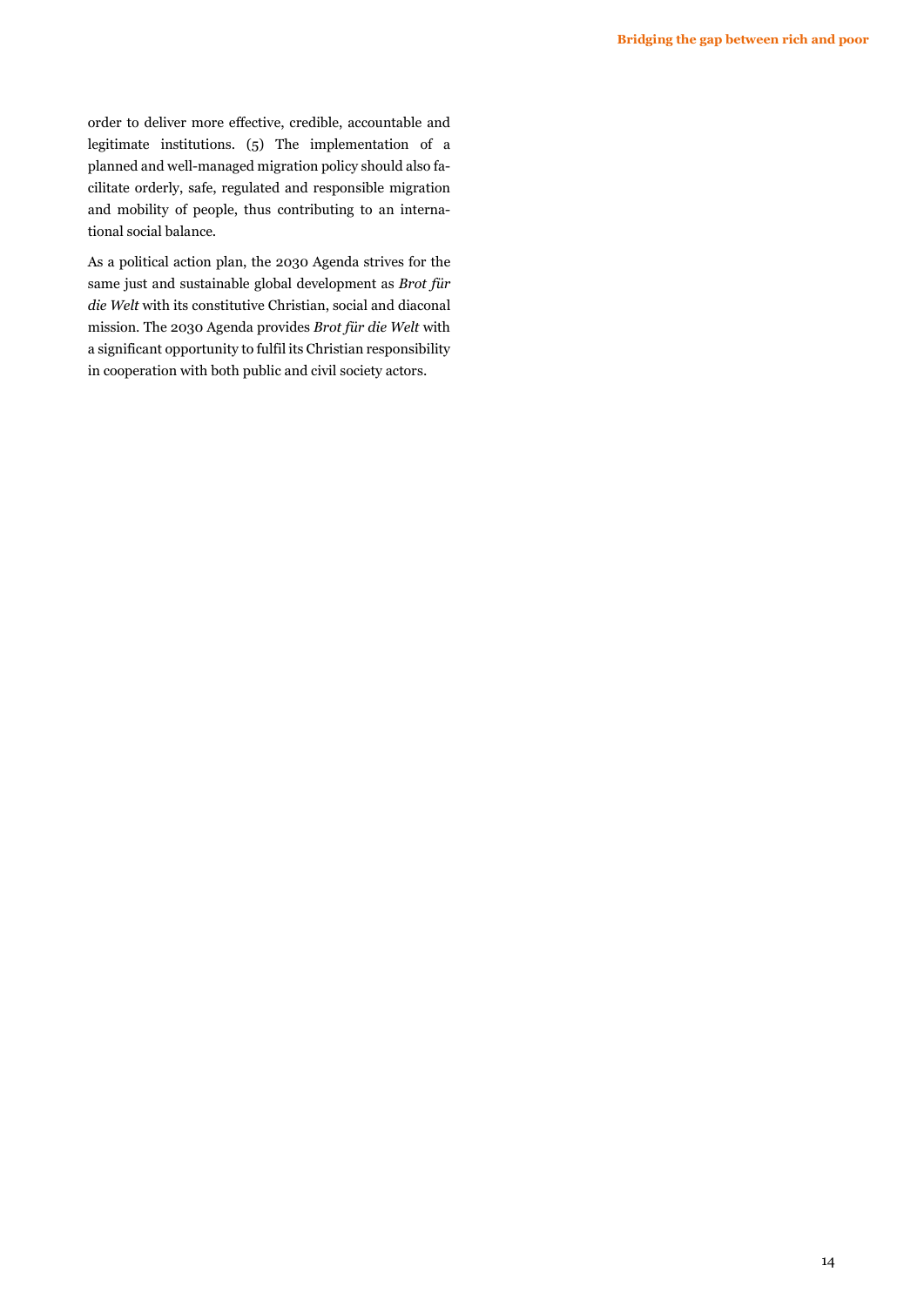order to deliver more effective, credible, accountable and legitimate institutions. (5) The implementation of a planned and well-managed migration policy should also facilitate orderly, safe, regulated and responsible migration and mobility of people, thus contributing to an international social balance.

As a political action plan, the 2030 Agenda strives for the same just and sustainable global development as *Brot für die Welt* with its constitutive Christian, social and diaconal mission. The 2030 Agenda provides *Brot für die Welt* with a significant opportunity to fulfil its Christian responsibility in cooperation with both public and civil society actors.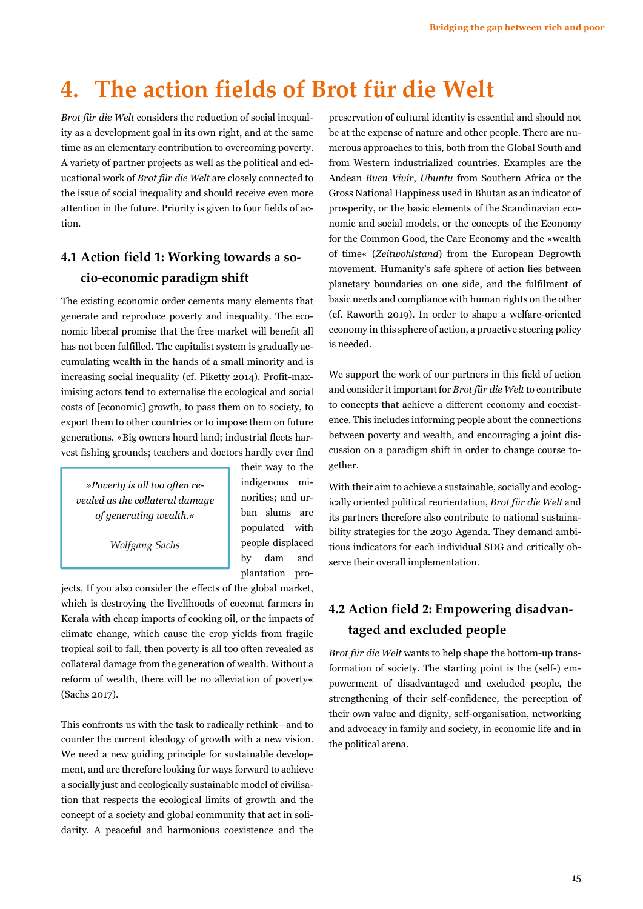# 4. The action fields of Brot für die Welt

*Brot für die Welt* considers the reduction of social inequality as a development goal in its own right, and at the same time as an elementary contribution to overcoming poverty. A variety of partner projects as well as the political and educational work of *Brot für die Welt* are closely connected to the issue of social inequality and should receive even more attention in the future. Priority is given to four fields of action.

## 4.1 Action field 1: Working towards a socio-economic paradigm shift

The existing economic order cements many elements that generate and reproduce poverty and inequality. The economic liberal promise that the free market will benefit all has not been fulfilled. The capitalist system is gradually accumulating wealth in the hands of a small minority and is increasing social inequality (cf. Piketty 2014). Profit-maximising actors tend to externalise the ecological and social costs of [economic] growth, to pass them on to society, to export them to other countries or to impose them on future generations. »Big owners hoard land; industrial fleets harvest fishing grounds; teachers and doctors hardly ever find their way to the indigenous minorities; and urban slums are populated with people displaced by dam and plantation projects. If you also consider the effects of the global market, which is destroying the livelihoods of coconut farmers in Kerala with cheap imports of cooking oil, or the impacts of climate change, which cause the crop yields from fragile tropical soil to fall, then poverty is all too often revealed as collateral damage from the generation of wealth. Without a reform of wealth, there will be no alleviation of poverty« (Sachs 2017).

> *»Poverty is all too often revealed as the collateral damage of generating wealth.«*
>
> *Wolfgang Sachs*

This confronts us with the task to radically rethink—and to counter the current ideology of growth with a new vision. We need a new guiding principle for sustainable development, and are therefore looking for ways forward to achieve a socially just and ecologically sustainable model of civilisation that respects the ecological limits of growth and the concept of a society and global community that act in solidarity. A peaceful and harmonious coexistence and the preservation of cultural identity is essential and should not be at the expense of nature and other people. There are numerous approaches to this, both from the Global South and from Western industrialized countries. Examples are the Andean *Buen Vivir*, *Ubuntu* from Southern Africa or the Gross National Happiness used in Bhutan as an indicator of prosperity, or the basic elements of the Scandinavian economic and social models, or the concepts of the Economy for the Common Good, the Care Economy and the »wealth of time« (*Zeitwohlstand*) from the European Degrowth movement. Humanity's safe sphere of action lies between planetary boundaries on one side, and the fulfilment of basic needs and compliance with human rights on the other (cf. Raworth 2019). In order to shape a welfare-oriented economy in this sphere of action, a proactive steering policy is needed.

We support the work of our partners in this field of action and consider it important for *Brot für die Welt* to contribute to concepts that achieve a different economy and coexistence. This includes informing people about the connections between poverty and wealth, and encouraging a joint discussion on a paradigm shift in order to change course together.

With their aim to achieve a sustainable, socially and ecologically oriented political reorientation, *Brot für die Welt* and its partners therefore also contribute to national sustainability strategies for the 2030 Agenda. They demand ambitious indicators for each individual SDG and critically observe their overall implementation.

## 4.2 Action field 2: Empowering disadvantaged and excluded people

*Brot für die Welt* wants to help shape the bottom-up transformation of society. The starting point is the (self-) empowerment of disadvantaged and excluded people, the strengthening of their self-confidence, the perception of their own value and dignity, self-organisation, networking and advocacy in family and society, in economic life and in the political arena.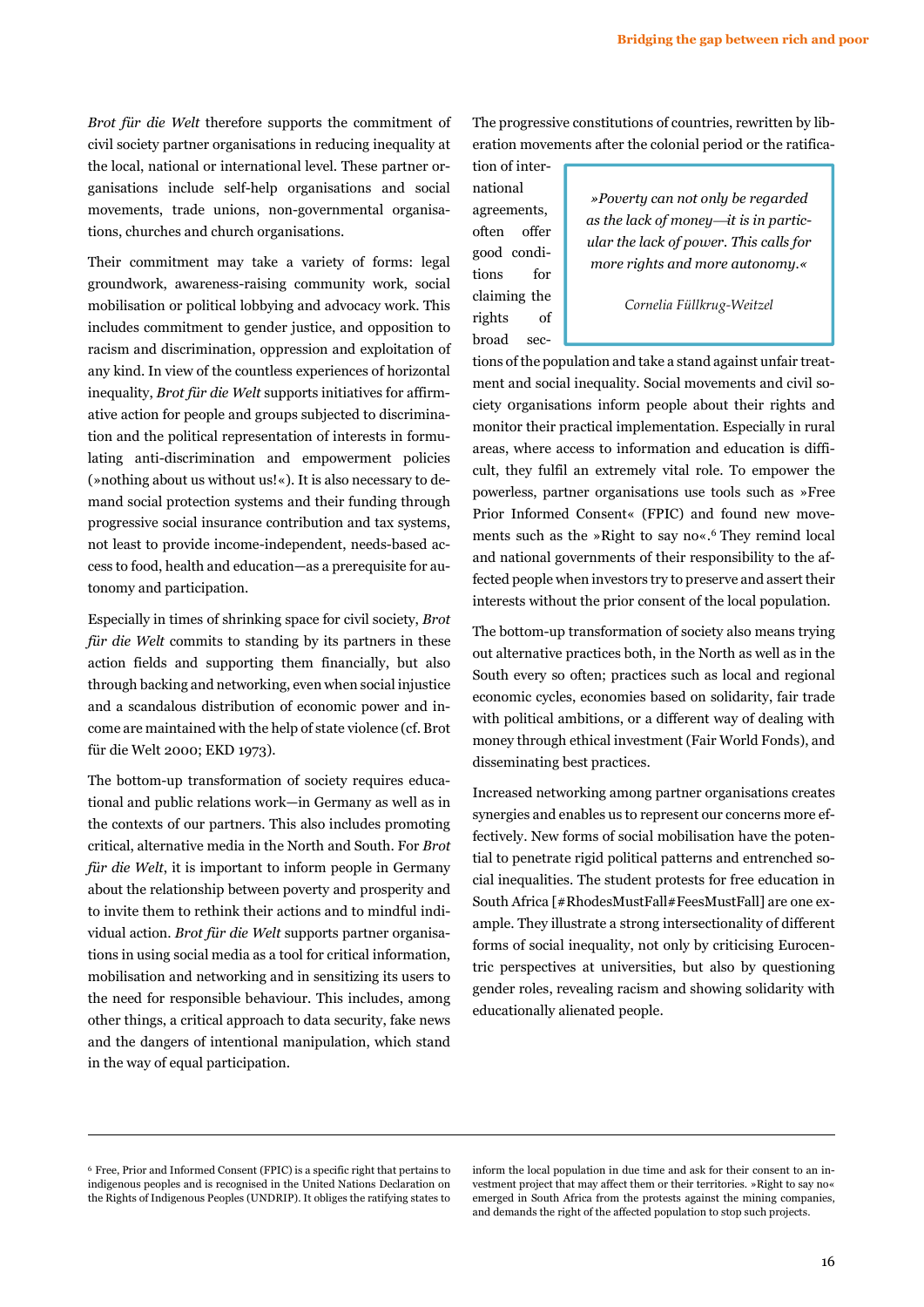*Brot für die Welt* therefore supports the commitment of civil society partner organisations in reducing inequality at the local, national or international level. These partner organisations include self-help organisations and social movements, trade unions, non-governmental organisations, churches and church organisations.

Their commitment may take a variety of forms: legal groundwork, awareness-raising community work, social mobilisation or political lobbying and advocacy work. This includes commitment to gender justice, and opposition to racism and discrimination, oppression and exploitation of any kind. In view of the countless experiences of horizontal inequality, *Brot für die Welt* supports initiatives for affirmative action for people and groups subjected to discrimination and the political representation of interests in formulating anti-discrimination and empowerment policies (»nothing about us without us!«). It is also necessary to demand social protection systems and their funding through progressive social insurance contribution and tax systems, not least to provide income-independent, needs-based access to food, health and education—as a prerequisite for autonomy and participation.

Especially in times of shrinking space for civil society, *Brot für die Welt* commits to standing by its partners in these action fields and supporting them financially, but also through backing and networking, even when social injustice and a scandalous distribution of economic power and income are maintained with the help of state violence (cf. Brot für die Welt 2000; EKD 1973).

The bottom-up transformation of society requires educational and public relations work—in Germany as well as in the contexts of our partners. This also includes promoting critical, alternative media in the North and South. For *Brot für die Welt*, it is important to inform people in Germany about the relationship between poverty and prosperity and to invite them to rethink their actions and to mindful individual action. *Brot für die Welt* supports partner organisations in using social media as a tool for critical information, mobilisation and networking and in sensitizing its users to the need for responsible behaviour. This includes, among other things, a critical approach to data security, fake news and the dangers of intentional manipulation, which stand in the way of equal participation.

The progressive constitutions of countries, rewritten by liberation movements after the colonial period or the ratification of international agreements, often offer good conditions for claiming the rights of broad sections of the population and take a stand against unfair treatment and social inequality. Social movements and civil society organisations inform people about their rights and monitor their practical implementation. Especially in rural areas, where access to information and education is difficult, they fulfil an extremely vital role. To empower the powerless, partner organisations use tools such as »Free Prior Informed Consent« (FPIC) and found new movements such as the »Right to say no«.[6] They remind local and national governments of their responsibility to the affected people when investors try to preserve and assert their interests without the prior consent of the local population.

> *»Poverty can not only be regarded as the lack of money—it is in particular the lack of power. This calls for more rights and more autonomy.«*
>
> *Cornelia Füllkrug-Weitzel*

The bottom-up transformation of society also means trying out alternative practices both, in the North as well as in the South every so often; practices such as local and regional economic cycles, economies based on solidarity, fair trade with political ambitions, or a different way of dealing with money through ethical investment (Fair World Fonds), and disseminating best practices.

Increased networking among partner organisations creates synergies and enables us to represent our concerns more effectively. New forms of social mobilisation have the potential to penetrate rigid political patterns and entrenched social inequalities. The student protests for free education in South Africa [#RhodesMustFall#FeesMustFall] are one example. They illustrate a strong intersectionality of different forms of social inequality, not only by criticising Eurocentric perspectives at universities, but also by questioning gender roles, revealing racism and showing solidarity with educationally alienated people.

---

[6] Free, Prior and Informed Consent (FPIC) is a specific right that pertains to indigenous peoples and is recognised in the United Nations Declaration on the Rights of Indigenous Peoples (UNDRIP). It obliges the ratifying states to inform the local population in due time and ask for their consent to an investment project that may affect them or their territories. »Right to say no« emerged in South Africa from the protests against the mining companies, and demands the right of the affected population to stop such projects.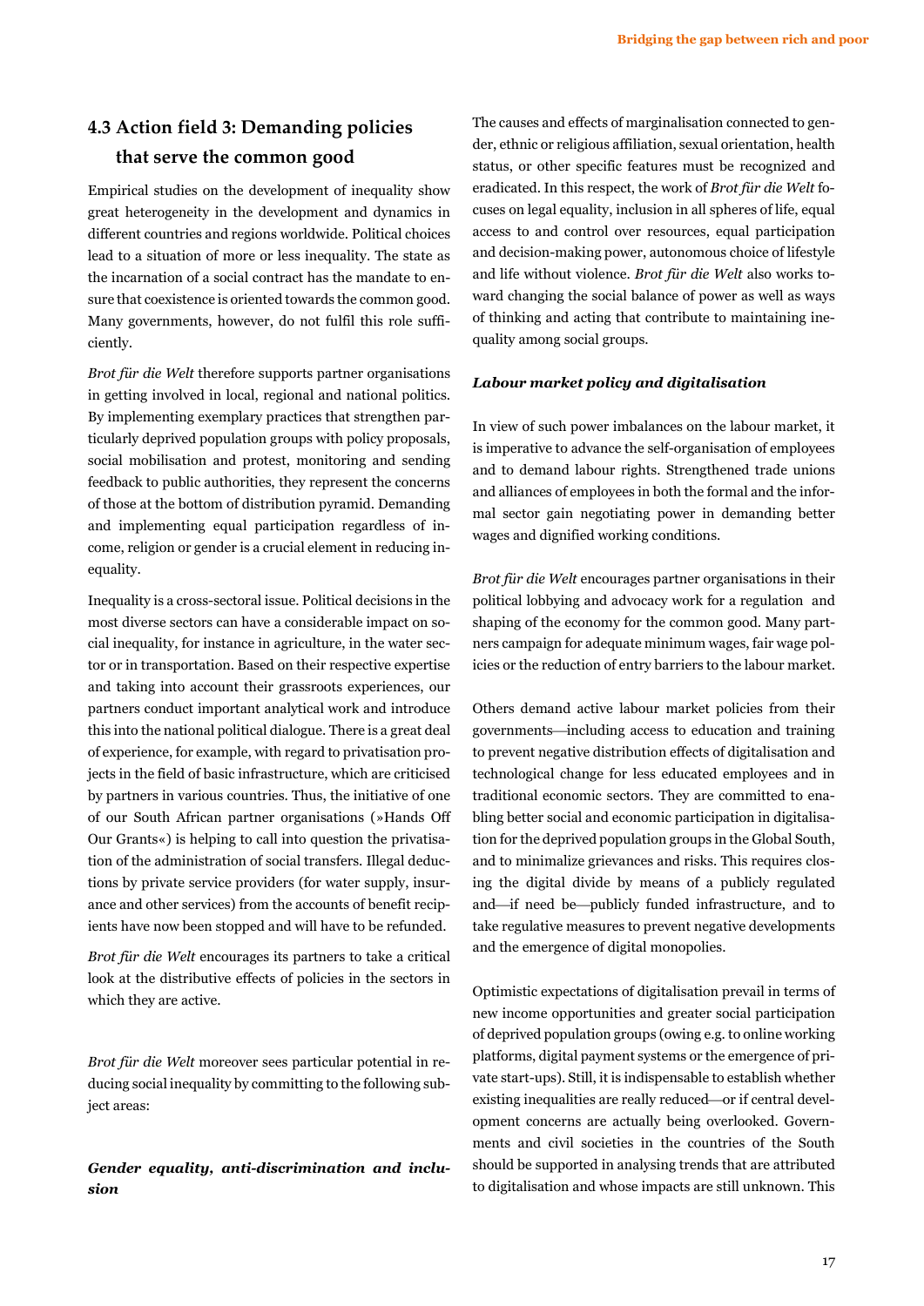## 4.3 Action field 3: Demanding policies that serve the common good

Empirical studies on the development of inequality show great heterogeneity in the development and dynamics in different countries and regions worldwide. Political choices lead to a situation of more or less inequality. The state as the incarnation of a social contract has the mandate to ensure that coexistence is oriented towards the common good. Many governments, however, do not fulfil this role sufficiently.

*Brot für die Welt* therefore supports partner organisations in getting involved in local, regional and national politics. By implementing exemplary practices that strengthen particularly deprived population groups with policy proposals, social mobilisation and protest, monitoring and sending feedback to public authorities, they represent the concerns of those at the bottom of distribution pyramid. Demanding and implementing equal participation regardless of income, religion or gender is a crucial element in reducing inequality.

Inequality is a cross-sectoral issue. Political decisions in the most diverse sectors can have a considerable impact on social inequality, for instance in agriculture, in the water sector or in transportation. Based on their respective expertise and taking into account their grassroots experiences, our partners conduct important analytical work and introduce this into the national political dialogue. There is a great deal of experience, for example, with regard to privatisation projects in the field of basic infrastructure, which are criticised by partners in various countries. Thus, the initiative of one of our South African partner organisations (»Hands Off Our Grants«) is helping to call into question the privatisation of the administration of social transfers. Illegal deductions by private service providers (for water supply, insurance and other services) from the accounts of benefit recipients have now been stopped and will have to be refunded.

*Brot für die Welt* encourages its partners to take a critical look at the distributive effects of policies in the sectors in which they are active.

*Brot für die Welt* moreover sees particular potential in reducing social inequality by committing to the following subject areas:

***Gender equality, anti-discrimination and inclusion***

The causes and effects of marginalisation connected to gender, ethnic or religious affiliation, sexual orientation, health status, or other specific features must be recognized and eradicated. In this respect, the work of *Brot für die Welt* focuses on legal equality, inclusion in all spheres of life, equal access to and control over resources, equal participation and decision-making power, autonomous choice of lifestyle and life without violence. *Brot für die Welt* also works toward changing the social balance of power as well as ways of thinking and acting that contribute to maintaining inequality among social groups.

***Labour market policy and digitalisation***

In view of such power imbalances on the labour market, it is imperative to advance the self-organisation of employees and to demand labour rights. Strengthened trade unions and alliances of employees in both the formal and the informal sector gain negotiating power in demanding better wages and dignified working conditions.

*Brot für die Welt* encourages partner organisations in their political lobbying and advocacy work for a regulation and shaping of the economy for the common good. Many partners campaign for adequate minimum wages, fair wage policies or the reduction of entry barriers to the labour market.

Others demand active labour market policies from their governments—including access to education and training to prevent negative distribution effects of digitalisation and technological change for less educated employees and in traditional economic sectors. They are committed to enabling better social and economic participation in digitalisation for the deprived population groups in the Global South, and to minimalize grievances and risks. This requires closing the digital divide by means of a publicly regulated and—if need be—publicly funded infrastructure, and to take regulative measures to prevent negative developments and the emergence of digital monopolies.

Optimistic expectations of digitalisation prevail in terms of new income opportunities and greater social participation of deprived population groups (owing e.g. to online working platforms, digital payment systems or the emergence of private start-ups). Still, it is indispensable to establish whether existing inequalities are really reduced—or if central development concerns are actually being overlooked. Governments and civil societies in the countries of the South should be supported in analysing trends that are attributed to digitalisation and whose impacts are still unknown. This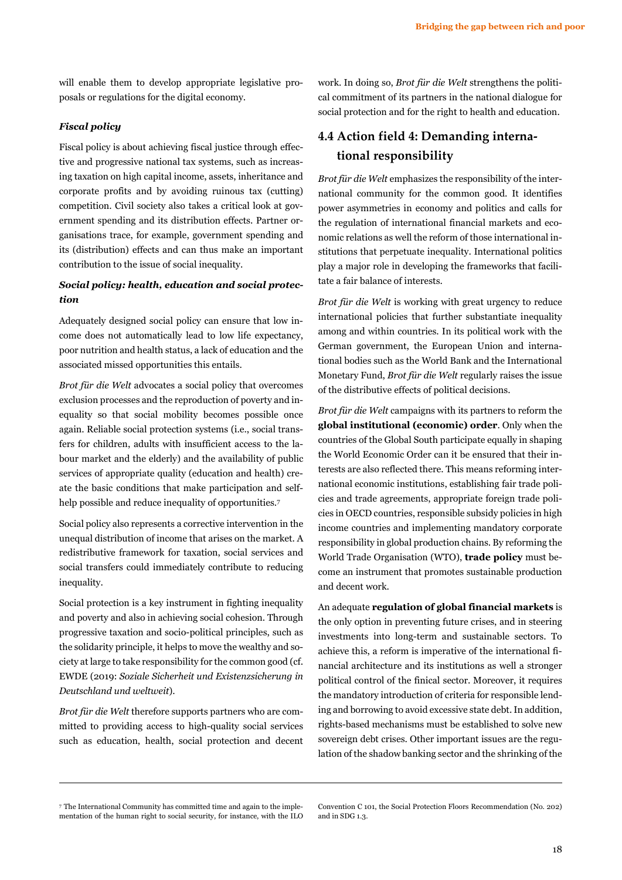will enable them to develop appropriate legislative proposals or regulations for the digital economy.

***Fiscal policy***

Fiscal policy is about achieving fiscal justice through effective and progressive national tax systems, such as increasing taxation on high capital income, assets, inheritance and corporate profits and by avoiding ruinous tax (cutting) competition. Civil society also takes a critical look at government spending and its distribution effects. Partner organisations trace, for example, government spending and its (distribution) effects and can thus make an important contribution to the issue of social inequality.

***Social policy: health, education and social protection***

Adequately designed social policy can ensure that low income does not automatically lead to low life expectancy, poor nutrition and health status, a lack of education and the associated missed opportunities this entails.

*Brot für die Welt* advocates a social policy that overcomes exclusion processes and the reproduction of poverty and inequality so that social mobility becomes possible once again. Reliable social protection systems (i.e., social transfers for children, adults with insufficient access to the labour market and the elderly) and the availability of public services of appropriate quality (education and health) create the basic conditions that make participation and self-help possible and reduce inequality of opportunities.[7]

Social policy also represents a corrective intervention in the unequal distribution of income that arises on the market. A redistributive framework for taxation, social services and social transfers could immediately contribute to reducing inequality.

Social protection is a key instrument in fighting inequality and poverty and also in achieving social cohesion. Through progressive taxation and socio-political principles, such as the solidarity principle, it helps to move the wealthy and society at large to take responsibility for the common good (cf. EWDE (2019: *Soziale Sicherheit und Existenzsicherung in Deutschland und weltweit*).

*Brot für die Welt* therefore supports partners who are committed to providing access to high-quality social services such as education, health, social protection and decent work. In doing so, *Brot für die Welt* strengthens the political commitment of its partners in the national dialogue for social protection and for the right to health and education.

## 4.4 Action field 4: Demanding international responsibility

*Brot für die Welt* emphasizes the responsibility of the international community for the common good. It identifies power asymmetries in economy and politics and calls for the regulation of international financial markets and economic relations as well the reform of those international institutions that perpetuate inequality. International politics play a major role in developing the frameworks that facilitate a fair balance of interests.

*Brot für die Welt* is working with great urgency to reduce international policies that further substantiate inequality among and within countries. In its political work with the German government, the European Union and international bodies such as the World Bank and the International Monetary Fund, *Brot für die Welt* regularly raises the issue of the distributive effects of political decisions.

*Brot für die Welt* campaigns with its partners to reform the **global institutional (economic) order**. Only when the countries of the Global South participate equally in shaping the World Economic Order can it be ensured that their interests are also reflected there. This means reforming international economic institutions, establishing fair trade policies and trade agreements, appropriate foreign trade policies in OECD countries, responsible subsidy policies in high income countries and implementing mandatory corporate responsibility in global production chains. By reforming the World Trade Organisation (WTO), **trade policy** must become an instrument that promotes sustainable production and decent work.

An adequate **regulation of global financial markets** is the only option in preventing future crises, and in steering investments into long-term and sustainable sectors. To achieve this, a reform is imperative of the international financial architecture and its institutions as well a stronger political control of the finical sector. Moreover, it requires the mandatory introduction of criteria for responsible lending and borrowing to avoid excessive state debt. In addition, rights-based mechanisms must be established to solve new sovereign debt crises. Other important issues are the regulation of the shadow banking sector and the shrinking of the

---

[7] The International Community has committed time and again to the implementation of the human right to social security, for instance, with the ILO Convention C 101, the Social Protection Floors Recommendation (No. 202) and in SDG 1.3.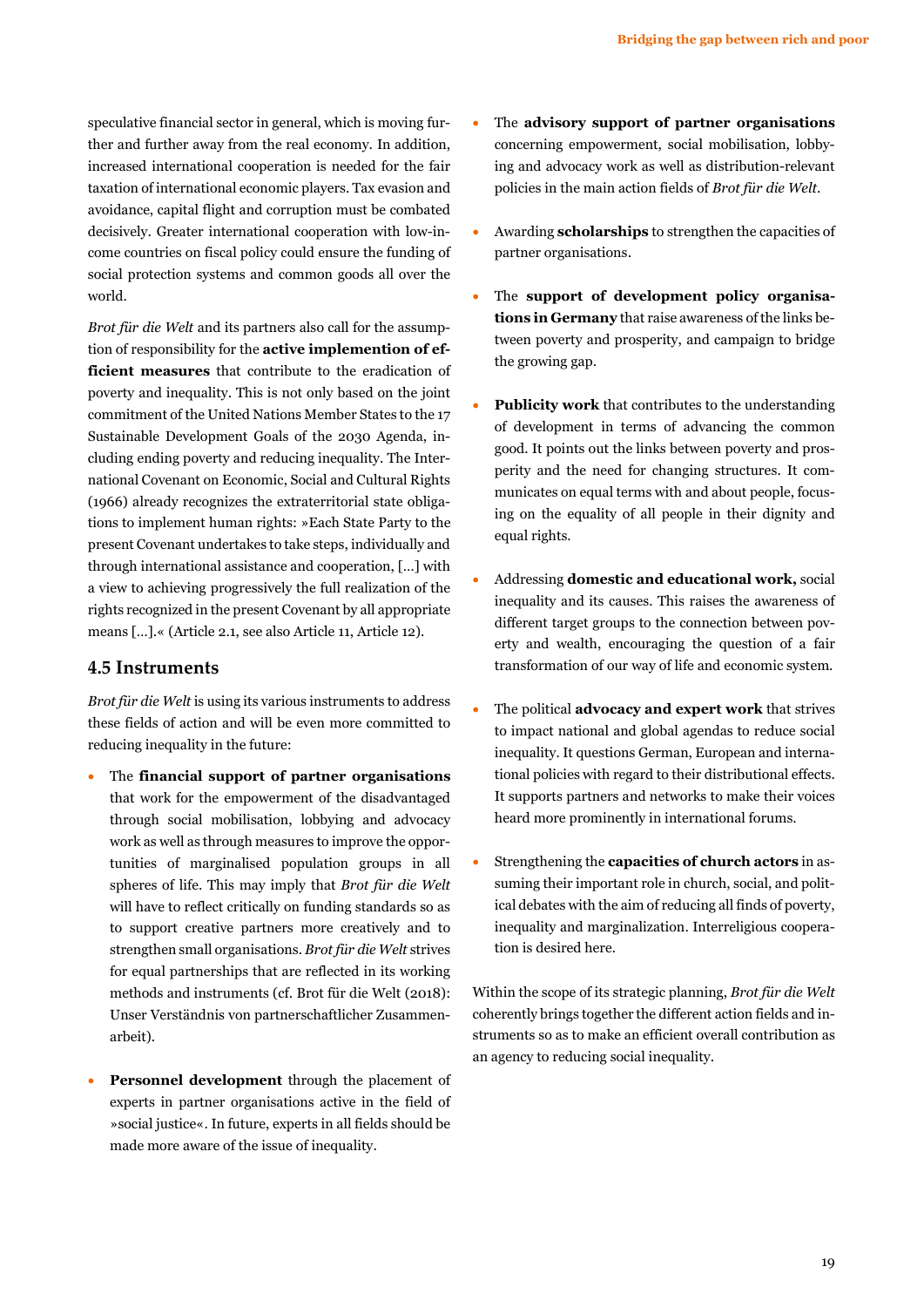speculative financial sector in general, which is moving further and further away from the real economy. In addition, increased international cooperation is needed for the fair taxation of international economic players. Tax evasion and avoidance, capital flight and corruption must be combated decisively. Greater international cooperation with low-income countries on fiscal policy could ensure the funding of social protection systems and common goods all over the world.

*Brot für die Welt* and its partners also call for the assumption of responsibility for the **active implemention of efficient measures** that contribute to the eradication of poverty and inequality. This is not only based on the joint commitment of the United Nations Member States to the 17 Sustainable Development Goals of the 2030 Agenda, including ending poverty and reducing inequality. The International Covenant on Economic, Social and Cultural Rights (1966) already recognizes the extraterritorial state obligations to implement human rights: »Each State Party to the present Covenant undertakes to take steps, individually and through international assistance and cooperation, [...] with a view to achieving progressively the full realization of the rights recognized in the present Covenant by all appropriate means [...].« (Article 2.1, see also Article 11, Article 12).

## 4.5 Instruments

*Brot für die Welt* is using its various instruments to address these fields of action and will be even more committed to reducing inequality in the future:

- The **financial support of partner organisations** that work for the empowerment of the disadvantaged through social mobilisation, lobbying and advocacy work as well as through measures to improve the opportunities of marginalised population groups in all spheres of life. This may imply that *Brot für die Welt* will have to reflect critically on funding standards so as to support creative partners more creatively and to strengthen small organisations. *Brot für die Welt* strives for equal partnerships that are reflected in its working methods and instruments (cf. Brot für die Welt (2018): Unser Verständnis von partnerschaftlicher Zusammenarbeit).

- **Personnel development** through the placement of experts in partner organisations active in the field of »social justice«. In future, experts in all fields should be made more aware of the issue of inequality.

- The **advisory support of partner organisations** concerning empowerment, social mobilisation, lobbying and advocacy work as well as distribution-relevant policies in the main action fields of *Brot für die Welt*.

- Awarding **scholarships** to strengthen the capacities of partner organisations.

- The **support of development policy organisations in Germany** that raise awareness of the links between poverty and prosperity, and campaign to bridge the growing gap.

- **Publicity work** that contributes to the understanding of development in terms of advancing the common good. It points out the links between poverty and prosperity and the need for changing structures. It communicates on equal terms with and about people, focusing on the equality of all people in their dignity and equal rights.

- Addressing **domestic and educational work,** social inequality and its causes. This raises the awareness of different target groups to the connection between poverty and wealth, encouraging the question of a fair transformation of our way of life and economic system.

- The political **advocacy and expert work** that strives to impact national and global agendas to reduce social inequality. It questions German, European and international policies with regard to their distributional effects. It supports partners and networks to make their voices heard more prominently in international forums.

- Strengthening the **capacities of church actors** in assuming their important role in church, social, and political debates with the aim of reducing all finds of poverty, inequality and marginalization. Interreligious cooperation is desired here.

Within the scope of its strategic planning, *Brot für die Welt* coherently brings together the different action fields and instruments so as to make an efficient overall contribution as an agency to reducing social inequality.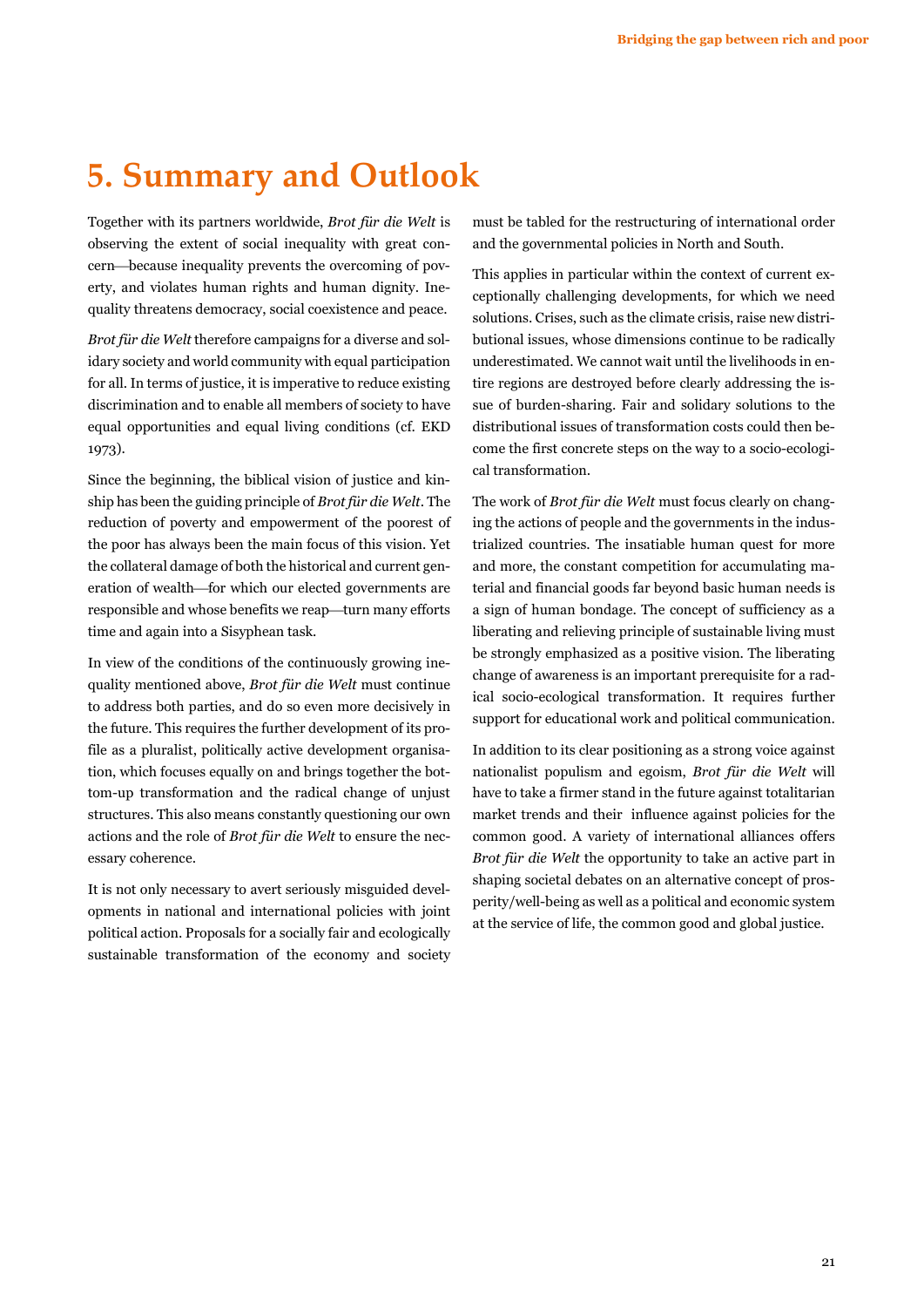# 5. Summary and Outlook

Together with its partners worldwide, *Brot für die Welt* is observing the extent of social inequality with great concern—because inequality prevents the overcoming of poverty, and violates human rights and human dignity. Inequality threatens democracy, social coexistence and peace.

*Brot für die Welt* therefore campaigns for a diverse and solidary society and world community with equal participation for all. In terms of justice, it is imperative to reduce existing discrimination and to enable all members of society to have equal opportunities and equal living conditions (cf. EKD 1973).

Since the beginning, the biblical vision of justice and kinship has been the guiding principle of *Brot für die Welt*. The reduction of poverty and empowerment of the poorest of the poor has always been the main focus of this vision. Yet the collateral damage of both the historical and current generation of wealth—for which our elected governments are responsible and whose benefits we reap—turn many efforts time and again into a Sisyphean task.

In view of the conditions of the continuously growing inequality mentioned above, *Brot für die Welt* must continue to address both parties, and do so even more decisively in the future. This requires the further development of its profile as a pluralist, politically active development organisation, which focuses equally on and brings together the bottom-up transformation and the radical change of unjust structures. This also means constantly questioning our own actions and the role of *Brot für die Welt* to ensure the necessary coherence.

It is not only necessary to avert seriously misguided developments in national and international policies with joint political action. Proposals for a socially fair and ecologically sustainable transformation of the economy and society must be tabled for the restructuring of international order and the governmental policies in North and South.

This applies in particular within the context of current exceptionally challenging developments, for which we need solutions. Crises, such as the climate crisis, raise new distributional issues, whose dimensions continue to be radically underestimated. We cannot wait until the livelihoods in entire regions are destroyed before clearly addressing the issue of burden-sharing. Fair and solidary solutions to the distributional issues of transformation costs could then become the first concrete steps on the way to a socio-ecological transformation.

The work of *Brot für die Welt* must focus clearly on changing the actions of people and the governments in the industrialized countries. The insatiable human quest for more and more, the constant competition for accumulating material and financial goods far beyond basic human needs is a sign of human bondage. The concept of sufficiency as a liberating and relieving principle of sustainable living must be strongly emphasized as a positive vision. The liberating change of awareness is an important prerequisite for a radical socio-ecological transformation. It requires further support for educational work and political communication.

In addition to its clear positioning as a strong voice against nationalist populism and egoism, *Brot für die Welt* will have to take a firmer stand in the future against totalitarian market trends and their influence against policies for the common good. A variety of international alliances offers *Brot für die Welt* the opportunity to take an active part in shaping societal debates on an alternative concept of prosperity/well-being as well as a political and economic system at the service of life, the common good and global justice.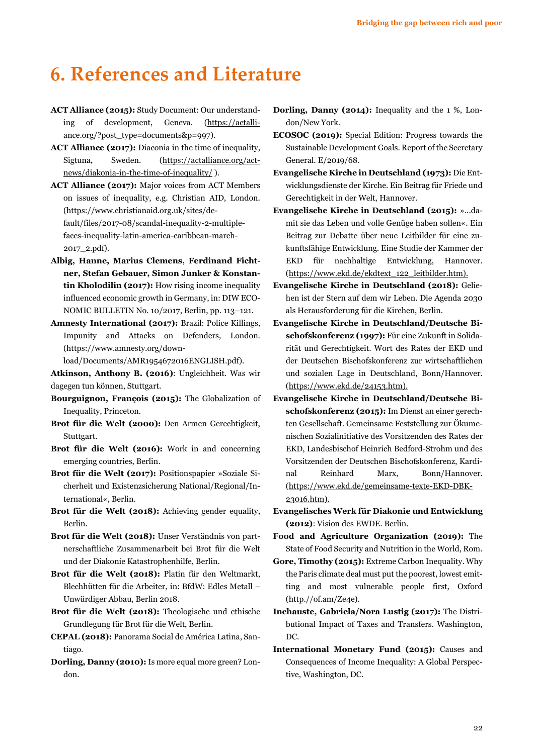# 6. References and Literature

**ACT Alliance (2015):** Study Document: Our understanding of development, Geneva. (https://actalliance.org/?post_type=documents&p=997).

**ACT Alliance (2017):** Diaconia in the time of inequality, Sigtuna, Sweden. (https://actalliance.org/act-news/diakonia-in-the-time-of-inequality/ ).

**ACT Alliance (2017):** Major voices from ACT Members on issues of inequality, e.g. Christian AID, London. (https://www.christianaid.org.uk/sites/default/files/2017-08/scandal-inequality-2-multiple-faces-inequality-latin-america-caribbean-march-2017_2.pdf).

**Albig, Hanne, Marius Clemens, Ferdinand Fichtner, Stefan Gebauer, Simon Junker & Konstantin Kholodilin (2017):** How rising income inequality influenced economic growth in Germany, in: DIW ECONOMIC BULLETIN No. 10/2017, Berlin, pp. 113–121.

**Amnesty International (2017):** Brazil: Police Killings, Impunity and Attacks on Defenders, London. (https://www.amnesty.org/download/Documents/AMR1954672016ENGLISH.pdf).

**Atkinson, Anthony B. (2016)**: Ungleichheit. Was wir dagegen tun können, Stuttgart.

**Bourguignon, François (2015):** The Globalization of Inequality, Princeton.

**Brot für die Welt (2000):** Den Armen Gerechtigkeit, Stuttgart.

**Brot für die Welt (2016):** Work in and concerning emerging countries, Berlin.

**Brot für die Welt (2017):** Positionspapier »Soziale Sicherheit und Existenzsicherung National/Regional/International«, Berlin.

**Brot für die Welt (2018):** Achieving gender equality, Berlin.

**Brot für die Welt (2018):** Unser Verständnis von partnerschaftliche Zusammenarbeit bei Brot für die Welt und der Diakonie Katastrophenhilfe, Berlin.

**Brot für die Welt (2018):** Platin für den Weltmarkt, Blechhütten für die Arbeiter, in: BfdW: Edles Metall – Unwürdiger Abbau, Berlin 2018.

**Brot für die Welt (2018):** Theologische und ethische Grundlegung für Brot für die Welt, Berlin.

**CEPAL (2018):** Panorama Social de América Latina, Santiago.

**Dorling, Danny (2010):** Is more equal more green? London.

**Dorling, Danny (2014):** Inequality and the 1 %, London/New York.

**ECOSOC (2019):** Special Edition: Progress towards the Sustainable Development Goals. Report of the Secretary General. E/2019/68.

**Evangelische Kirche in Deutschland (1973):** Die Entwicklungsdienste der Kirche. Ein Beitrag für Friede und Gerechtigkeit in der Welt, Hannover.

**Evangelische Kirche in Deutschland (2015):** »…damit sie das Leben und volle Genüge haben sollen«. Ein Beitrag zur Debatte über neue Leitbilder für eine zukunftsfähige Entwicklung. Eine Studie der Kammer der EKD für nachhaltige Entwicklung, Hannover. (https://www.ekd.de/ekdtext_122_leitbilder.htm).

**Evangelische Kirche in Deutschland (2018):** Geliehen ist der Stern auf dem wir Leben. Die Agenda 2030 als Herausforderung für die Kirchen, Berlin.

**Evangelische Kirche in Deutschland/Deutsche Bischofskonferenz (1997):** Für eine Zukunft in Solidarität und Gerechtigkeit. Wort des Rates der EKD und der Deutschen Bischofskonferenz zur wirtschaftlichen und sozialen Lage in Deutschland, Bonn/Hannover. (https://www.ekd.de/24153.htm).

**Evangelische Kirche in Deutschland/Deutsche Bischofskonferenz (2015):** Im Dienst an einer gerechten Gesellschaft. Gemeinsame Feststellung zur Ökumenischen Sozialinitiative des Vorsitzenden des Rates der EKD, Landesbischof Heinrich Bedford-Strohm und des Vorsitzenden der Deutschen Bischofskonferenz, Kardinal Reinhard Marx, Bonn/Hannover. (https://www.ekd.de/gemeinsame-texte-EKD-DBK-23016.htm).

**Evangelisches Werk für Diakonie und Entwicklung (2012)**: Vision des EWDE. Berlin.

**Food and Agriculture Organization (2019):** The State of Food Security and Nutrition in the World, Rom.

**Gore, Timothy (2015):** Extreme Carbon Inequality. Why the Paris climate deal must put the poorest, lowest emitting and most vulnerable people first, Oxford (http.//of.am/Ze4e).

**Inchauste, Gabriela/Nora Lustig (2017):** The Distributional Impact of Taxes and Transfers. Washington, DC.

**International Monetary Fund (2015):** Causes and Consequences of Income Inequality: A Global Perspective, Washington, DC.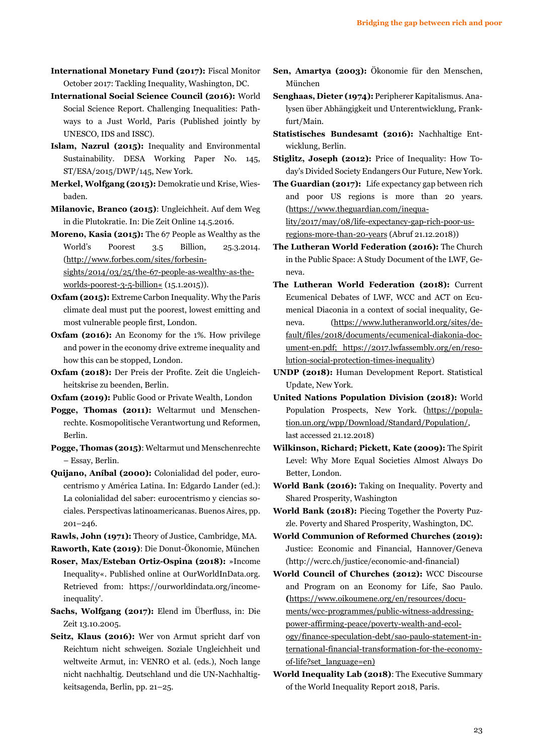**International Monetary Fund (2017):** Fiscal Monitor October 2017: Tackling Inequality, Washington, DC.

**International Social Science Council (2016):** World Social Science Report. Challenging Inequalities: Pathways to a Just World, Paris (Published jointly by UNESCO, IDS and ISSC).

**Islam, Nazrul (2015):** Inequality and Environmental Sustainability. DESA Working Paper No. 145, ST/ESA/2015/DWP/145, New York.

**Merkel, Wolfgang (2015):** Demokratie und Krise, Wiesbaden.

**Milanovic, Branco (2015)**: Ungleichheit. Auf dem Weg in die Plutokratie. In: Die Zeit Online 14.5.2016.

**Moreno, Kasia (2015):** The 67 People as Wealthy as the World's Poorest 3.5 Billion, 25.3.2014. (http://www.forbes.com/sites/forbesinsights/2014/03/25/the-67-people-as-wealthy-as-the-worlds-poorest-3-5-billion« (15.1.2015)).

**Oxfam (2015):** Extreme Carbon Inequality. Why the Paris climate deal must put the poorest, lowest emitting and most vulnerable people first, London.

**Oxfam (2016):** An Economy for the 1%. How privilege and power in the economy drive extreme inequality and how this can be stopped, London.

**Oxfam (2018):** Der Preis der Profite. Zeit die Ungleichheitskrise zu beenden, Berlin.

**Oxfam (2019):** Public Good or Private Wealth, London

**Pogge, Thomas (2011):** Weltarmut und Menschenrechte. Kosmopolitische Verantwortung und Reformen, Berlin.

**Pogge, Thomas (2015)**: Weltarmut und Menschenrechte – Essay, Berlin.

**Quijano, Aníbal (2000):** Colonialidad del poder, eurocentrismo y América Latina. In: Edgardo Lander (ed.): La colonialidad del saber: eurocentrismo y ciencias sociales. Perspectivas latinoamericanas. Buenos Aires, pp. 201–246.

**Rawls, John (1971):** Theory of Justice, Cambridge, MA.

**Raworth, Kate (2019)**: Die Donut-Ökonomie, München

**Roser, Max/Esteban Ortiz-Ospina (2018):** »Income Inequality«. Published online at OurWorldInData.org. Retrieved from: https://ourworldindata.org/income-inequality'.

**Sachs, Wolfgang (2017):** Elend im Überfluss, in: Die Zeit 13.10.2005.

**Seitz, Klaus (2016):** Wer von Armut spricht darf von Reichtum nicht schweigen. Soziale Ungleichheit und weltweite Armut, in: VENRO et al. (eds.), Noch lange nicht nachhaltig. Deutschland und die UN-Nachhaltigkeitsagenda, Berlin, pp. 21–25.

**Sen, Amartya (2003):** Ökonomie für den Menschen, München

**Senghaas, Dieter (1974):** Peripherer Kapitalismus. Analysen über Abhängigkeit und Unterentwicklung, Frankfurt/Main.

**Statistisches Bundesamt (2016):** Nachhaltige Entwicklung, Berlin.

**Stiglitz, Joseph (2012):** Price of Inequality: How Today's Divided Society Endangers Our Future, New York.

**The Guardian (2017):** Life expectancy gap between rich and poor US regions is more than 20 years. (https://www.theguardian.com/inequality/2017/may/08/life-expectancy-gap-rich-poor-us-regions-more-than-20-years (Abruf 21.12.2018))

**The Lutheran World Federation (2016):** The Church in the Public Space: A Study Document of the LWF, Geneva.

**The Lutheran World Federation (2018):** Current Ecumenical Debates of LWF, WCC and ACT on Ecumenical Diaconia in a context of social inequality, Geneva. (https://www.lutheranworld.org/sites/default/files/2018/documents/ecumenical-diakonia-document-en.pdf; https://2017.lwfassembly.org/en/resolution-social-protection-times-inequality)

**UNDP (2018):** Human Development Report. Statistical Update, New York.

**United Nations Population Division (2018):** World Population Prospects, New York. (https://population.un.org/wpp/Download/Standard/Population/, last accessed 21.12.2018)

**Wilkinson, Richard; Pickett, Kate (2009):** The Spirit Level: Why More Equal Societies Almost Always Do Better, London.

**World Bank (2016):** Taking on Inequality. Poverty and Shared Prosperity, Washington

**World Bank (2018):** Piecing Together the Poverty Puzzle. Poverty and Shared Prosperity, Washington, DC.

**World Communion of Reformed Churches (2019):** Justice: Economic and Financial, Hannover/Geneva (http://wcrc.ch/justice/economic-and-financial)

**World Council of Churches (2012):** WCC Discourse and Program on an Economy for Life, Sao Paulo. (https://www.oikoumene.org/en/resources/documents/wcc-programmes/public-witness-addressing-power-affirming-peace/poverty-wealth-and-ecology/finance-speculation-debt/sao-paulo-statement-international-financial-transformation-for-the-economy-of-life?set_language=en)

**World Inequality Lab (2018)**: The Executive Summary of the World Inequality Report 2018, Paris.